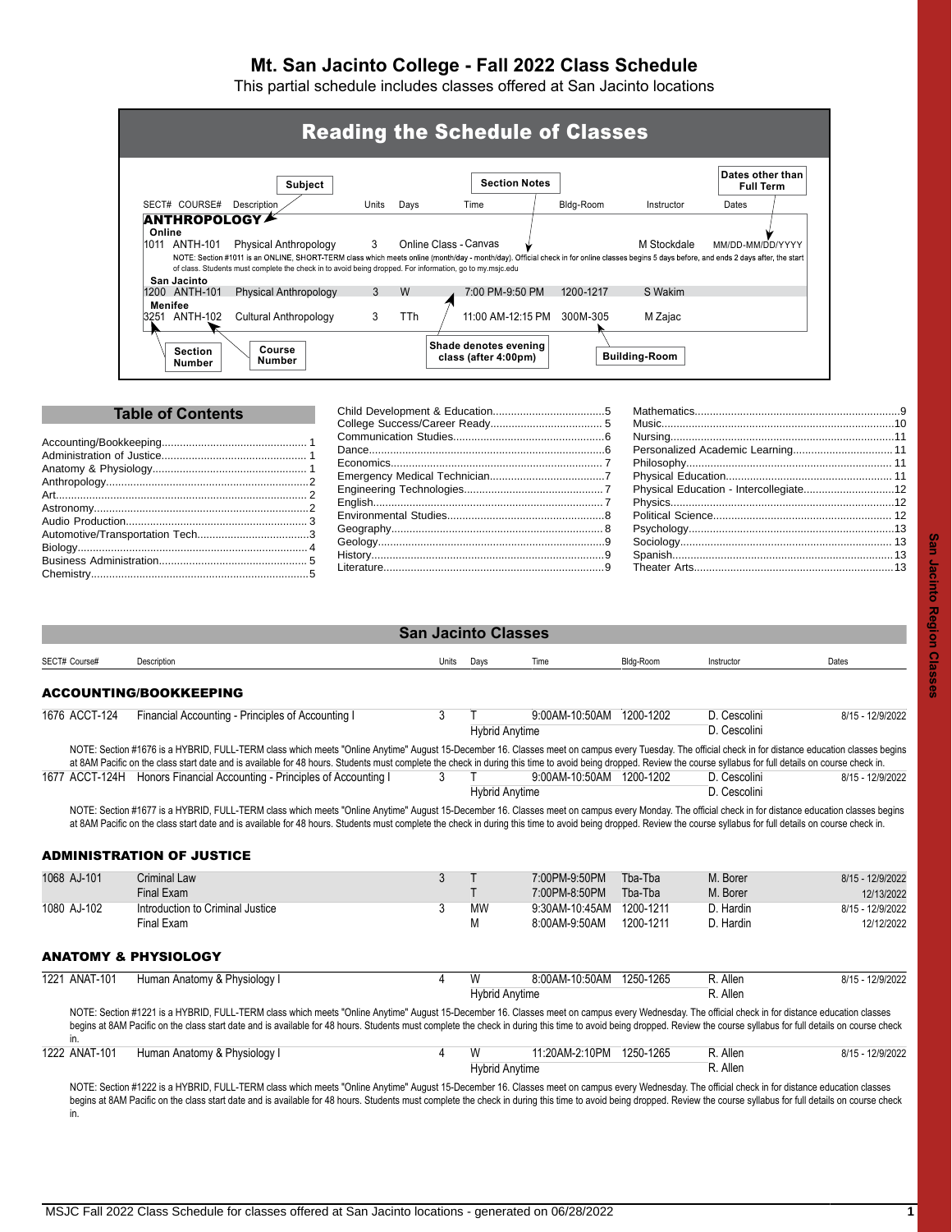# Mt. San Jacinto College - Fall 2022 Class Schedule

This partial schedule includes classes offered at San Jacinto locations

## Reading the Schedule of Classes

| SECT# | COURSE# | Description | Units | Days | Time | Bldg-Room | Instructor | Dates |
|---|---|---|---|---|---|---|---|---|
| **ANTHROPOLOGY** | | | | | | | | |
| **Online** | | | | | | | | |
| 1011 | ANTH-101 | Physical Anthropology | 3 | Online Class - Canvas | | | M Stockdale | MM/DD-MM/DD/YYYY |

NOTE: Section #1011 is an ONLINE, SHORT-TERM class which meets online (month/day - month/day). Official check in for online classes begins 5 days before, and ends 2 days after, the start of class. Students must complete the check in to avoid being dropped. For information, go to my.msjc.edu

| SECT# | COURSE# | Description | Units | Days | Time | Bldg-Room | Instructor | Dates |
|---|---|---|---|---|---|---|---|---|
| **San Jacinto** | | | | | | | | |
| 1200 | ANTH-101 | Physical Anthropology | 3 | W | 7:00 PM-9:50 PM | 1200-1217 | S Wakim | |
| **Menifee** | | | | | | | | |
| 3251 | ANTH-102 | Cultural Anthropology | 3 | TTh | 11:00 AM-12:15 PM | 300M-305 | M Zajac | |

Labels: Subject; Section Notes; Dates other than Full Term; Section Number; Course Number; Shade denotes evening class (after 4:00pm); Building-Room

## Table of Contents

- Accounting/Bookkeeping........ 1
- Administration of Justice........ 1
- Anatomy & Physiology........ 1
- Anthropology........ 2
- Art........ 2
- Astronomy........ 2
- Audio Production........ 3
- Automotive/Transportation Tech........ 3
- Biology........ 4
- Business Administration........ 5
- Chemistry........ 5
- Child Development & Education........ 5
- College Success/Career Ready........ 5
- Communication Studies........ 6
- Dance........ 6
- Economics........ 7
- Emergency Medical Technician........ 7
- Engineering Technologies........ 7
- English........ 7
- Environmental Studies........ 8
- Geography........ 8
- Geology........ 9
- History........ 9
- Literature........ 9
- Mathematics........ 9
- Music........ 10
- Nursing........ 11
- Personalized Academic Learning........ 11
- Philosophy........ 11
- Physical Education........ 11
- Physical Education - Intercollegiate........ 12
- Physics........ 12
- Political Science........ 12
- Psychology........ 13
- Sociology........ 13
- Spanish........ 13
- Theater Arts........ 13

## San Jacinto Classes

### ACCOUNTING/BOOKKEEPING

| SECT# | Course# | Description | Units | Days | Time | Bldg-Room | Instructor | Dates |
|---|---|---|---|---|---|---|---|---|
| 1676 | ACCT-124 | Financial Accounting - Principles of Accounting I | 3 | T | 9:00AM-10:50AM | 1200-1202 | D. Cescolini | 8/15 - 12/9/2022 |
| | | | | Hybrid Anytime | | | D. Cescolini | |

NOTE: Section #1676 is a HYBRID, FULL-TERM class which meets "Online Anytime" August 15-December 16. Classes meet on campus every Tuesday. The official check in for distance education classes begins at 8AM Pacific on the class start date and is available for 48 hours. Students must complete the check in during this time to avoid being dropped. Review the course syllabus for full details on course check in.

| SECT# | Course# | Description | Units | Days | Time | Bldg-Room | Instructor | Dates |
|---|---|---|---|---|---|---|---|---|
| 1677 | ACCT-124H | Honors Financial Accounting - Principles of Accounting I | 3 | T | 9:00AM-10:50AM | 1200-1202 | D. Cescolini | 8/15 - 12/9/2022 |
| | | | | Hybrid Anytime | | | D. Cescolini | |

NOTE: Section #1677 is a HYBRID, FULL-TERM class which meets "Online Anytime" August 15-December 16. Classes meet on campus every Monday. The official check in for distance education classes begins at 8AM Pacific on the class start date and is available for 48 hours. Students must complete the check in during this time to avoid being dropped. Review the course syllabus for full details on course check in.

### ADMINISTRATION OF JUSTICE

| SECT# | Course# | Description | Units | Days | Time | Bldg-Room | Instructor | Dates |
|---|---|---|---|---|---|---|---|---|
| 1068 | AJ-101 | Criminal Law | 3 | T | 7:00PM-9:50PM | Tba-Tba | M. Borer | 8/15 - 12/9/2022 |
| | | Final Exam | | T | 7:00PM-8:50PM | Tba-Tba | M. Borer | 12/13/2022 |
| 1080 | AJ-102 | Introduction to Criminal Justice | 3 | MW | 9:30AM-10:45AM | 1200-1211 | D. Hardin | 8/15 - 12/9/2022 |
| | | Final Exam | | M | 8:00AM-9:50AM | 1200-1211 | D. Hardin | 12/12/2022 |

### ANATOMY & PHYSIOLOGY

| SECT# | Course# | Description | Units | Days | Time | Bldg-Room | Instructor | Dates |
|---|---|---|---|---|---|---|---|---|
| 1221 | ANAT-101 | Human Anatomy & Physiology I | 4 | W | 8:00AM-10:50AM | 1250-1265 | R. Allen | 8/15 - 12/9/2022 |
| | | | | Hybrid Anytime | | | R. Allen | |

NOTE: Section #1221 is a HYBRID, FULL-TERM class which meets "Online Anytime" August 15-December 16. Classes meet on campus every Wednesday. The official check in for distance education classes begins at 8AM Pacific on the class start date and is available for 48 hours. Students must complete the check in during this time to avoid being dropped. Review the course syllabus for full details on course check in.

| SECT# | Course# | Description | Units | Days | Time | Bldg-Room | Instructor | Dates |
|---|---|---|---|---|---|---|---|---|
| 1222 | ANAT-101 | Human Anatomy & Physiology I | 4 | W | 11:20AM-2:10PM | 1250-1265 | R. Allen | 8/15 - 12/9/2022 |
| | | | | Hybrid Anytime | | | R. Allen | |

NOTE: Section #1222 is a HYBRID, FULL-TERM class which meets "Online Anytime" August 15-December 16. Classes meet on campus every Wednesday. The official check in for distance education classes begins at 8AM Pacific on the class start date and is available for 48 hours. Students must complete the check in during this time to avoid being dropped. Review the course syllabus for full details on course check in.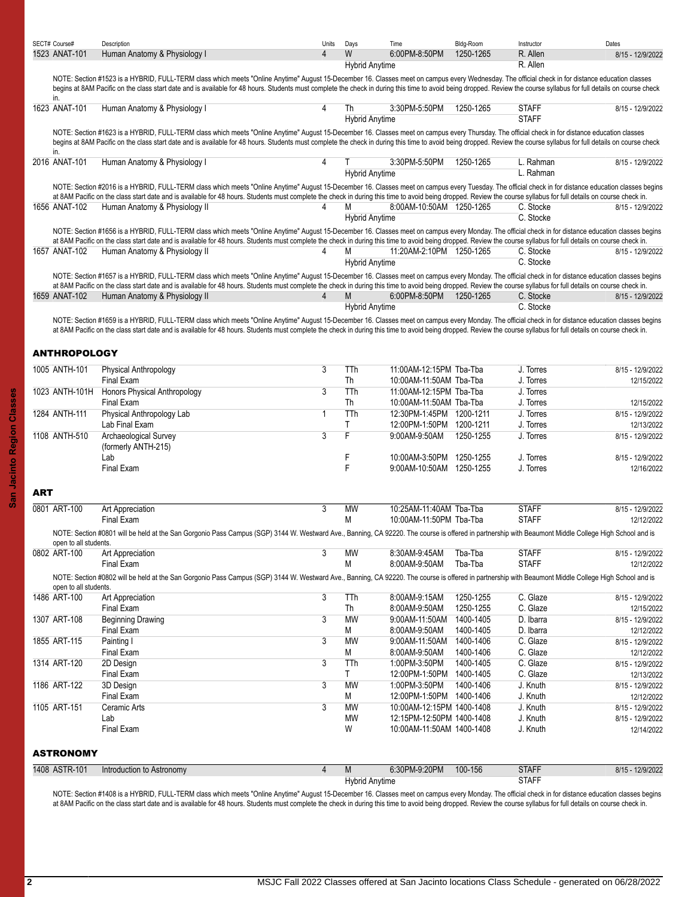| SECT# Course# | Description | Units | Days | Time | Bldg-Room | Instructor | Dates |
|---|---|---|---|---|---|---|---|
| 1523 ANAT-101 | Human Anatomy & Physiology I | 4 | W | 6:00PM-8:50PM | 1250-1265 | R. Allen | 8/15 - 12/9/2022 |
| | | | Hybrid Anytime | | | R. Allen | |

NOTE: Section #1523 is a HYBRID, FULL-TERM class which meets "Online Anytime" August 15-December 16. Classes meet on campus every Wednesday. The official check in for distance education classes begins at 8AM Pacific on the class start date and is available for 48 hours. Students must complete the check in during this time to avoid being dropped. Review the course syllabus for full details on course check in.

| SECT# Course# | Description | Units | Days | Time | Bldg-Room | Instructor | Dates |
|---|---|---|---|---|---|---|---|
| 1623 ANAT-101 | Human Anatomy & Physiology I | 4 | Th | 3:30PM-5:50PM | 1250-1265 | STAFF | 8/15 - 12/9/2022 |
| | | | Hybrid Anytime | | | STAFF | |

NOTE: Section #1623 is a HYBRID, FULL-TERM class which meets "Online Anytime" August 15-December 16. Classes meet on campus every Thursday. The official check in for distance education classes begins at 8AM Pacific on the class start date and is available for 48 hours. Students must complete the check in during this time to avoid being dropped. Review the course syllabus for full details on course check in.

| SECT# Course# | Description | Units | Days | Time | Bldg-Room | Instructor | Dates |
|---|---|---|---|---|---|---|---|
| 2016 ANAT-101 | Human Anatomy & Physiology I | 4 | T | 3:30PM-5:50PM | 1250-1265 | L. Rahman | 8/15 - 12/9/2022 |
| | | | Hybrid Anytime | | | L. Rahman | |

NOTE: Section #2016 is a HYBRID, FULL-TERM class which meets "Online Anytime" August 15-December 16. Classes meet on campus every Tuesday. The official check in for distance education classes begins at 8AM Pacific on the class start date and is available for 48 hours. Students must complete the check in during this time to avoid being dropped. Review the course syllabus for full details on course check in.

| SECT# Course# | Description | Units | Days | Time | Bldg-Room | Instructor | Dates |
|---|---|---|---|---|---|---|---|
| 1656 ANAT-102 | Human Anatomy & Physiology II | 4 | M | 8:00AM-10:50AM | 1250-1265 | C. Stocke | 8/15 - 12/9/2022 |
| | | | Hybrid Anytime | | | C. Stocke | |

NOTE: Section #1656 is a HYBRID, FULL-TERM class which meets "Online Anytime" August 15-December 16. Classes meet on campus every Monday. The official check in for distance education classes begins at 8AM Pacific on the class start date and is available for 48 hours. Students must complete the check in during this time to avoid being dropped. Review the course syllabus for full details on course check in.

| SECT# Course# | Description | Units | Days | Time | Bldg-Room | Instructor | Dates |
|---|---|---|---|---|---|---|---|
| 1657 ANAT-102 | Human Anatomy & Physiology II | 4 | M | 11:20AM-2:10PM | 1250-1265 | C. Stocke | 8/15 - 12/9/2022 |
| | | | Hybrid Anytime | | | C. Stocke | |

NOTE: Section #1657 is a HYBRID, FULL-TERM class which meets "Online Anytime" August 15-December 16. Classes meet on campus every Monday. The official check in for distance education classes begins at 8AM Pacific on the class start date and is available for 48 hours. Students must complete the check in during this time to avoid being dropped. Review the course syllabus for full details on course check in.

| SECT# Course# | Description | Units | Days | Time | Bldg-Room | Instructor | Dates |
|---|---|---|---|---|---|---|---|
| 1659 ANAT-102 | Human Anatomy & Physiology II | 4 | M | 6:00PM-8:50PM | 1250-1265 | C. Stocke | 8/15 - 12/9/2022 |
| | | | Hybrid Anytime | | | C. Stocke | |

NOTE: Section #1659 is a HYBRID, FULL-TERM class which meets "Online Anytime" August 15-December 16. Classes meet on campus every Monday. The official check in for distance education classes begins at 8AM Pacific on the class start date and is available for 48 hours. Students must complete the check in during this time to avoid being dropped. Review the course syllabus for full details on course check in.

## ANTHROPOLOGY

| SECT# Course# | Description | Units | Days | Time | Bldg-Room | Instructor | Dates |
|---|---|---|---|---|---|---|---|
| 1005 ANTH-101 | Physical Anthropology | 3 | TTh | 11:00AM-12:15PM | Tba-Tba | J. Torres | 8/15 - 12/9/2022 |
| | Final Exam | | Th | 10:00AM-11:50AM | Tba-Tba | J. Torres | 12/15/2022 |
| 1023 ANTH-101H | Honors Physical Anthropology | 3 | TTh | 11:00AM-12:15PM | Tba-Tba | J. Torres | |
| | Final Exam | | Th | 10:00AM-11:50AM | Tba-Tba | J. Torres | 12/15/2022 |
| 1284 ANTH-111 | Physical Anthropology Lab | 1 | TTh | 12:30PM-1:45PM | 1200-1211 | J. Torres | 8/15 - 12/9/2022 |
| | Lab Final Exam | | T | 12:00PM-1:50PM | 1200-1211 | J. Torres | 12/13/2022 |
| 1108 ANTH-510 | Archaeological Survey (formerly ANTH-215) | 3 | F | 9:00AM-9:50AM | 1250-1255 | J. Torres | 8/15 - 12/9/2022 |
| | Lab | | F | 10:00AM-3:50PM | 1250-1255 | J. Torres | 8/15 - 12/9/2022 |
| | Final Exam | | F | 9:00AM-10:50AM | 1250-1255 | J. Torres | 12/16/2022 |

## ART

| SECT# Course# | Description | Units | Days | Time | Bldg-Room | Instructor | Dates |
|---|---|---|---|---|---|---|---|
| 0801 ART-100 | Art Appreciation | 3 | MW | 10:25AM-11:40AM | Tba-Tba | STAFF | 8/15 - 12/9/2022 |
| | Final Exam | | M | 10:00AM-11:50PM | Tba-Tba | STAFF | 12/12/2022 |

NOTE: Section #0801 will be held at the San Gorgonio Pass Campus (SGP) 3144 W. Westward Ave., Banning, CA 92220. The course is offered in partnership with Beaumont Middle College High School and is open to all students.

| SECT# Course# | Description | Units | Days | Time | Bldg-Room | Instructor | Dates |
|---|---|---|---|---|---|---|---|
| 0802 ART-100 | Art Appreciation | 3 | MW | 8:30AM-9:45AM | Tba-Tba | STAFF | 8/15 - 12/9/2022 |
| | Final Exam | | M | 8:00AM-9:50AM | Tba-Tba | STAFF | 12/12/2022 |

NOTE: Section #0802 will be held at the San Gorgonio Pass Campus (SGP) 3144 W. Westward Ave., Banning, CA 92220. The course is offered in partnership with Beaumont Middle College High School and is open to all students.

| SECT# Course# | Description | Units | Days | Time | Bldg-Room | Instructor | Dates |
|---|---|---|---|---|---|---|---|
| 1486 ART-100 | Art Appreciation | 3 | TTh | 8:00AM-9:15AM | 1250-1255 | C. Glaze | 8/15 - 12/9/2022 |
| | Final Exam | | Th | 8:00AM-9:50AM | 1250-1255 | C. Glaze | 12/15/2022 |
| 1307 ART-108 | Beginning Drawing | 3 | MW | 9:00AM-11:50AM | 1400-1405 | D. Ibarra | 8/15 - 12/9/2022 |
| | Final Exam | | M | 8:00AM-9:50AM | 1400-1405 | D. Ibarra | 12/12/2022 |
| 1855 ART-115 | Painting I | 3 | MW | 9:00AM-11:50AM | 1400-1406 | C. Glaze | 8/15 - 12/9/2022 |
| | Final Exam | | M | 8:00AM-9:50AM | 1400-1406 | C. Glaze | 12/12/2022 |
| 1314 ART-120 | 2D Design | 3 | TTh | 1:00PM-3:50PM | 1400-1405 | C. Glaze | 8/15 - 12/9/2022 |
| | Final Exam | | T | 12:00PM-1:50PM | 1400-1405 | C. Glaze | 12/13/2022 |
| 1186 ART-122 | 3D Design | 3 | MW | 1:00PM-3:50PM | 1400-1406 | J. Knuth | 8/15 - 12/9/2022 |
| | Final Exam | | M | 12:00PM-1:50PM | 1400-1406 | J. Knuth | 12/12/2022 |
| 1105 ART-151 | Ceramic Arts | 3 | MW | 10:00AM-12:15PM | 1400-1408 | J. Knuth | 8/15 - 12/9/2022 |
| | Lab | | MW | 12:15PM-12:50PM | 1400-1408 | J. Knuth | 8/15 - 12/9/2022 |
| | Final Exam | | W | 10:00AM-11:50AM | 1400-1408 | J. Knuth | 12/14/2022 |

## ASTRONOMY

| SECT# Course# | Description | Units | Days | Time | Bldg-Room | Instructor | Dates |
|---|---|---|---|---|---|---|---|
| 1408 ASTR-101 | Introduction to Astronomy | 4 | M | 6:30PM-9:20PM | 100-156 | STAFF | 8/15 - 12/9/2022 |
| | | | Hybrid Anytime | | | STAFF | |

NOTE: Section #1408 is a HYBRID, FULL-TERM class which meets "Online Anytime" August 15-December 16. Classes meet on campus every Monday. The official check in for distance education classes begins at 8AM Pacific on the class start date and is available for 48 hours. Students must complete the check in during this time to avoid being dropped. Review the course syllabus for full details on course check in.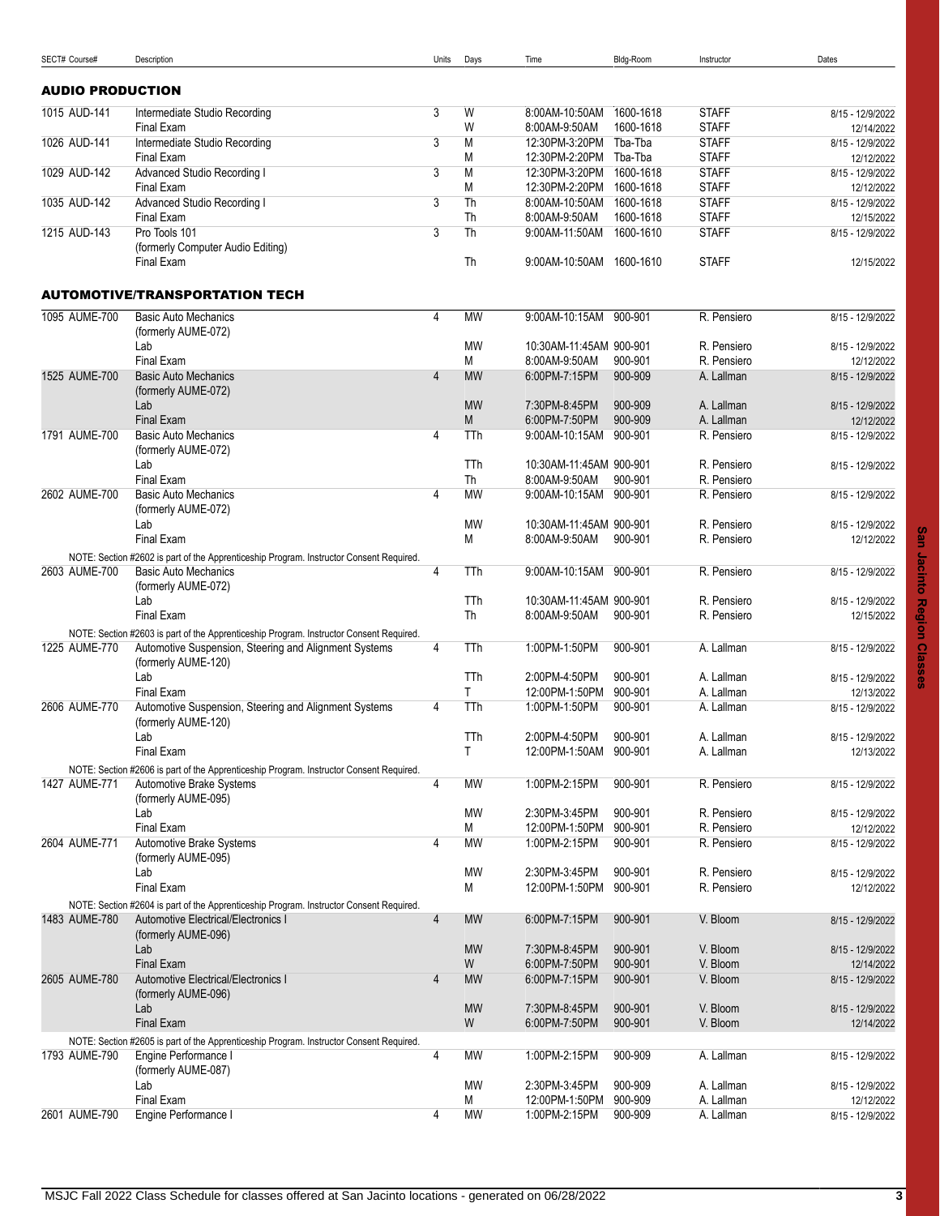| SECT# Course# | Description | Units | Days | Time | Bldg-Room | Instructor | Dates |
|---|---|---|---|---|---|---|---|

## AUDIO PRODUCTION

| SECT# Course# | Description | Units | Days | Time | Bldg-Room | Instructor | Dates |
|---|---|---|---|---|---|---|---|
| 1015 AUD-141 | Intermediate Studio Recording | 3 | W | 8:00AM-10:50AM | 1600-1618 | STAFF | 8/15 - 12/9/2022 |
| | Final Exam | | W | 8:00AM-9:50AM | 1600-1618 | STAFF | 12/14/2022 |
| 1026 AUD-141 | Intermediate Studio Recording | 3 | M | 12:30PM-3:20PM | Tba-Tba | STAFF | 8/15 - 12/9/2022 |
| | Final Exam | | M | 12:30PM-2:20PM | Tba-Tba | STAFF | 12/12/2022 |
| 1029 AUD-142 | Advanced Studio Recording I | 3 | M | 12:30PM-3:20PM | 1600-1618 | STAFF | 8/15 - 12/9/2022 |
| | Final Exam | | M | 12:30PM-2:20PM | 1600-1618 | STAFF | 12/12/2022 |
| 1035 AUD-142 | Advanced Studio Recording I | 3 | Th | 8:00AM-10:50AM | 1600-1618 | STAFF | 8/15 - 12/9/2022 |
| | Final Exam | | Th | 8:00AM-9:50AM | 1600-1618 | STAFF | 12/15/2022 |
| 1215 AUD-143 | Pro Tools 101 (formerly Computer Audio Editing) | 3 | Th | 9:00AM-11:50AM | 1600-1610 | STAFF | 8/15 - 12/9/2022 |
| | Final Exam | | Th | 9:00AM-10:50AM | 1600-1610 | STAFF | 12/15/2022 |

## AUTOMOTIVE/TRANSPORTATION TECH

| SECT# Course# | Description | Units | Days | Time | Bldg-Room | Instructor | Dates |
|---|---|---|---|---|---|---|---|
| 1095 AUME-700 | Basic Auto Mechanics (formerly AUME-072) | 4 | MW | 9:00AM-10:15AM | 900-901 | R. Pensiero | 8/15 - 12/9/2022 |
| | Lab | | MW | 10:30AM-11:45AM | 900-901 | R. Pensiero | 8/15 - 12/9/2022 |
| | Final Exam | | M | 8:00AM-9:50AM | 900-901 | R. Pensiero | 12/12/2022 |
| 1525 AUME-700 | Basic Auto Mechanics (formerly AUME-072) | 4 | MW | 6:00PM-7:15PM | 900-909 | A. Lallman | 8/15 - 12/9/2022 |
| | Lab | | MW | 7:30PM-8:45PM | 900-909 | A. Lallman | 8/15 - 12/9/2022 |
| | Final Exam | | M | 6:00PM-7:50PM | 900-909 | A. Lallman | 12/12/2022 |
| 1791 AUME-700 | Basic Auto Mechanics (formerly AUME-072) | 4 | TTh | 9:00AM-10:15AM | 900-901 | R. Pensiero | 8/15 - 12/9/2022 |
| | Lab | | TTh | 10:30AM-11:45AM | 900-901 | R. Pensiero | 8/15 - 12/9/2022 |
| | Final Exam | | Th | 8:00AM-9:50AM | 900-901 | R. Pensiero | |
| 2602 AUME-700 | Basic Auto Mechanics (formerly AUME-072) | 4 | MW | 9:00AM-10:15AM | 900-901 | R. Pensiero | 8/15 - 12/9/2022 |
| | Lab | | MW | 10:30AM-11:45AM | 900-901 | R. Pensiero | 8/15 - 12/9/2022 |
| | Final Exam | | M | 8:00AM-9:50AM | 900-901 | R. Pensiero | 12/12/2022 |
| | NOTE: Section #2602 is part of the Apprenticeship Program. Instructor Consent Required. | | | | | | |
| 2603 AUME-700 | Basic Auto Mechanics (formerly AUME-072) | 4 | TTh | 9:00AM-10:15AM | 900-901 | R. Pensiero | 8/15 - 12/9/2022 |
| | Lab | | TTh | 10:30AM-11:45AM | 900-901 | R. Pensiero | 8/15 - 12/9/2022 |
| | Final Exam | | Th | 8:00AM-9:50AM | 900-901 | R. Pensiero | 12/15/2022 |
| | NOTE: Section #2603 is part of the Apprenticeship Program. Instructor Consent Required. | | | | | | |
| 1225 AUME-770 | Automotive Suspension, Steering and Alignment Systems (formerly AUME-120) | 4 | TTh | 1:00PM-1:50PM | 900-901 | A. Lallman | 8/15 - 12/9/2022 |
| | Lab | | TTh | 2:00PM-4:50PM | 900-901 | A. Lallman | 8/15 - 12/9/2022 |
| | Final Exam | | T | 12:00PM-1:50PM | 900-901 | A. Lallman | 12/13/2022 |
| 2606 AUME-770 | Automotive Suspension, Steering and Alignment Systems (formerly AUME-120) | 4 | TTh | 1:00PM-1:50PM | 900-901 | A. Lallman | 8/15 - 12/9/2022 |
| | Lab | | TTh | 2:00PM-4:50PM | 900-901 | A. Lallman | 8/15 - 12/9/2022 |
| | Final Exam | | T | 12:00PM-1:50AM | 900-901 | A. Lallman | 12/13/2022 |
| | NOTE: Section #2606 is part of the Apprenticeship Program. Instructor Consent Required. | | | | | | |
| 1427 AUME-771 | Automotive Brake Systems (formerly AUME-095) | 4 | MW | 1:00PM-2:15PM | 900-901 | R. Pensiero | 8/15 - 12/9/2022 |
| | Lab | | MW | 2:30PM-3:45PM | 900-901 | R. Pensiero | 8/15 - 12/9/2022 |
| | Final Exam | | M | 12:00PM-1:50PM | 900-901 | R. Pensiero | 12/12/2022 |
| 2604 AUME-771 | Automotive Brake Systems (formerly AUME-095) | 4 | MW | 1:00PM-2:15PM | 900-901 | R. Pensiero | 8/15 - 12/9/2022 |
| | Lab | | MW | 2:30PM-3:45PM | 900-901 | R. Pensiero | 8/15 - 12/9/2022 |
| | Final Exam | | M | 12:00PM-1:50PM | 900-901 | R. Pensiero | 12/12/2022 |
| | NOTE: Section #2604 is part of the Apprenticeship Program. Instructor Consent Required. | | | | | | |
| 1483 AUME-780 | Automotive Electrical/Electronics I (formerly AUME-096) | 4 | MW | 6:00PM-7:15PM | 900-901 | V. Bloom | 8/15 - 12/9/2022 |
| | Lab | | MW | 7:30PM-8:45PM | 900-901 | V. Bloom | 8/15 - 12/9/2022 |
| | Final Exam | | W | 6:00PM-7:50PM | 900-901 | V. Bloom | 12/14/2022 |
| 2605 AUME-780 | Automotive Electrical/Electronics I (formerly AUME-096) | 4 | MW | 6:00PM-7:15PM | 900-901 | V. Bloom | 8/15 - 12/9/2022 |
| | Lab | | MW | 7:30PM-8:45PM | 900-901 | V. Bloom | 8/15 - 12/9/2022 |
| | Final Exam | | W | 6:00PM-7:50PM | 900-901 | V. Bloom | 12/14/2022 |
| | NOTE: Section #2605 is part of the Apprenticeship Program. Instructor Consent Required. | | | | | | |
| 1793 AUME-790 | Engine Performance I (formerly AUME-087) | 4 | MW | 1:00PM-2:15PM | 900-909 | A. Lallman | 8/15 - 12/9/2022 |
| | Lab | | MW | 2:30PM-3:45PM | 900-909 | A. Lallman | 8/15 - 12/9/2022 |
| | Final Exam | | M | 12:00PM-1:50PM | 900-909 | A. Lallman | 12/12/2022 |
| 2601 AUME-790 | Engine Performance I | 4 | MW | 1:00PM-2:15PM | 900-909 | A. Lallman | 8/15 - 12/9/2022 |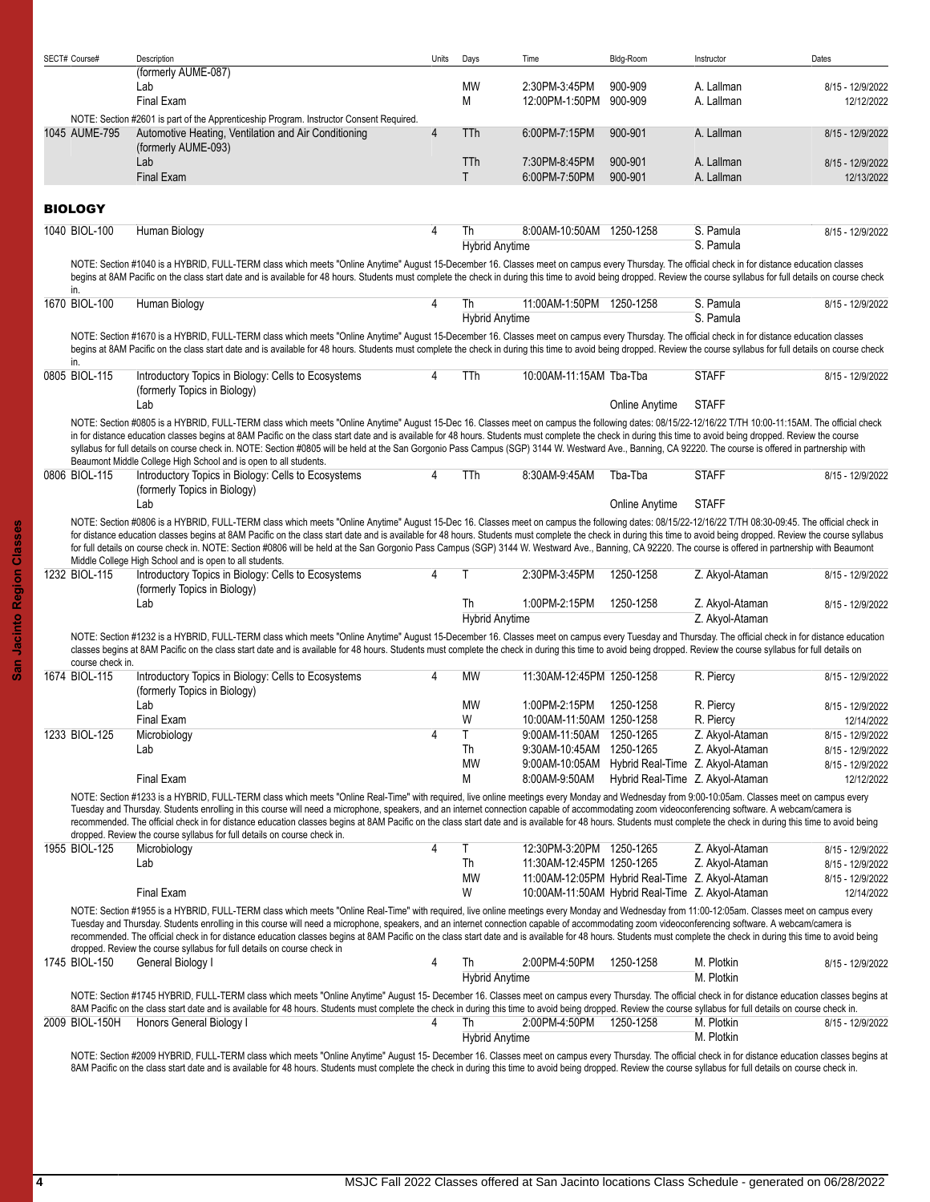| SECT# Course# | Description | Units | Days | Time | Bldg-Room | Instructor | Dates |
|---|---|---|---|---|---|---|---|
| | (formerly AUME-087) | | | | | | |
| | Lab | | MW | 2:30PM-3:45PM | 900-909 | A. Lallman | 8/15 - 12/9/2022 |
| | Final Exam | | M | 12:00PM-1:50PM | 900-909 | A. Lallman | 12/12/2022 |

NOTE: Section #2601 is part of the Apprenticeship Program. Instructor Consent Required.

| SECT# Course# | Description | Units | Days | Time | Bldg-Room | Instructor | Dates |
|---|---|---|---|---|---|---|---|
| 1045 AUME-795 | Automotive Heating, Ventilation and Air Conditioning (formerly AUME-093) | 4 | TTh | 6:00PM-7:15PM | 900-901 | A. Lallman | 8/15 - 12/9/2022 |
| | Lab | | TTh | 7:30PM-8:45PM | 900-901 | A. Lallman | 8/15 - 12/9/2022 |
| | Final Exam | | T | 6:00PM-7:50PM | 900-901 | A. Lallman | 12/13/2022 |

## BIOLOGY

| SECT# Course# | Description | Units | Days | Time | Bldg-Room | Instructor | Dates |
|---|---|---|---|---|---|---|---|
| 1040 BIOL-100 | Human Biology | 4 | Th | 8:00AM-10:50AM | 1250-1258 | S. Pamula | 8/15 - 12/9/2022 |
| | | | Hybrid Anytime | | | S. Pamula | |

NOTE: Section #1040 is a HYBRID, FULL-TERM class which meets "Online Anytime" August 15-December 16. Classes meet on campus every Thursday. The official check in for distance education classes begins at 8AM Pacific on the class start date and is available for 48 hours. Students must complete the check in during this time to avoid being dropped. Review the course syllabus for full details on course check in.

| SECT# Course# | Description | Units | Days | Time | Bldg-Room | Instructor | Dates |
|---|---|---|---|---|---|---|---|
| 1670 BIOL-100 | Human Biology | 4 | Th | 11:00AM-1:50PM | 1250-1258 | S. Pamula | 8/15 - 12/9/2022 |
| | | | Hybrid Anytime | | | S. Pamula | |

NOTE: Section #1670 is a HYBRID, FULL-TERM class which meets "Online Anytime" August 15-December 16. Classes meet on campus every Thursday. The official check in for distance education classes begins at 8AM Pacific on the class start date and is available for 48 hours. Students must complete the check in during this time to avoid being dropped. Review the course syllabus for full details on course check in.

| SECT# Course# | Description | Units | Days | Time | Bldg-Room | Instructor | Dates |
|---|---|---|---|---|---|---|---|
| 0805 BIOL-115 | Introductory Topics in Biology: Cells to Ecosystems (formerly Topics in Biology) | 4 | TTh | 10:00AM-11:15AM | Tba-Tba | STAFF | 8/15 - 12/9/2022 |
| | Lab | | | | Online Anytime | STAFF | |

NOTE: Section #0805 is a HYBRID, FULL-TERM class which meets "Online Anytime" August 15-Dec 16. Classes meet on campus the following dates: 08/15/22-12/16/22 T/TH 10:00-11:15AM. The official check in for distance education classes begins at 8AM Pacific on the class start date and is available for 48 hours. Students must complete the check in during this time to avoid being dropped. Review the course syllabus for full details on course check in. NOTE: Section #0805 will be held at the San Gorgonio Pass Campus (SGP) 3144 W. Westward Ave., Banning, CA 92220. The course is offered in partnership with Beaumont Middle College High School and is open to all students.

| SECT# Course# | Description | Units | Days | Time | Bldg-Room | Instructor | Dates |
|---|---|---|---|---|---|---|---|
| 0806 BIOL-115 | Introductory Topics in Biology: Cells to Ecosystems (formerly Topics in Biology) | 4 | TTh | 8:30AM-9:45AM | Tba-Tba | STAFF | 8/15 - 12/9/2022 |
| | Lab | | | | Online Anytime | STAFF | |

NOTE: Section #0806 is a HYBRID, FULL-TERM class which meets "Online Anytime" August 15-Dec 16. Classes meet on campus the following dates: 08/15/22-12/16/22 T/TH 08:30-09:45. The official check in for distance education classes begins at 8AM Pacific on the class start date and is available for 48 hours. Students must complete the check in during this time to avoid being dropped. Review the course syllabus for full details on course check in. NOTE: Section #0806 will be held at the San Gorgonio Pass Campus (SGP) 3144 W. Westward Ave., Banning, CA 92220. The course is offered in partnership with Beaumont Middle College High School and is open to all students.

| SECT# Course# | Description | Units | Days | Time | Bldg-Room | Instructor | Dates |
|---|---|---|---|---|---|---|---|
| 1232 BIOL-115 | Introductory Topics in Biology: Cells to Ecosystems (formerly Topics in Biology) | 4 | T | 2:30PM-3:45PM | 1250-1258 | Z. Akyol-Ataman | 8/15 - 12/9/2022 |
| | Lab | | Th | 1:00PM-2:15PM | 1250-1258 | Z. Akyol-Ataman | 8/15 - 12/9/2022 |
| | | | Hybrid Anytime | | | Z. Akyol-Ataman | |

NOTE: Section #1232 is a HYBRID, FULL-TERM class which meets "Online Anytime" August 15-December 16. Classes meet on campus every Tuesday and Thursday. The official check in for distance education classes begins at 8AM Pacific on the class start date and is available for 48 hours. Students must complete the check in during this time to avoid being dropped. Review the course syllabus for full details on course check in.

| SECT# Course# | Description | Units | Days | Time | Bldg-Room | Instructor | Dates |
|---|---|---|---|---|---|---|---|
| 1674 BIOL-115 | Introductory Topics in Biology: Cells to Ecosystems (formerly Topics in Biology) | 4 | MW | 11:30AM-12:45PM | 1250-1258 | R. Piercy | 8/15 - 12/9/2022 |
| | Lab | | MW | 1:00PM-2:15PM | 1250-1258 | R. Piercy | 8/15 - 12/9/2022 |
| | Final Exam | | W | 10:00AM-11:50AM | 1250-1258 | R. Piercy | 12/14/2022 |
| 1233 BIOL-125 | Microbiology | 4 | T | 9:00AM-11:50AM | 1250-1265 | Z. Akyol-Ataman | 8/15 - 12/9/2022 |
| | Lab | | Th | 9:30AM-10:45AM | 1250-1265 | Z. Akyol-Ataman | 8/15 - 12/9/2022 |
| | | | MW | 9:00AM-10:05AM | Hybrid Real-Time | Z. Akyol-Ataman | 8/15 - 12/9/2022 |
| | Final Exam | | M | 8:00AM-9:50AM | Hybrid Real-Time | Z. Akyol-Ataman | 12/12/2022 |

NOTE: Section #1233 is a HYBRID, FULL-TERM class which meets "Online Real-Time" with required, live online meetings every Monday and Wednesday from 9:00-10:05am. Classes meet on campus every Tuesday and Thursday. Students enrolling in this course will need a microphone, speakers, and an internet connection capable of accommodating zoom videoconferencing software. A webcam/camera is recommended. The official check in for distance education classes begins at 8AM Pacific on the class start date and is available for 48 hours. Students must complete the check in during this time to avoid being dropped. Review the course syllabus for full details on course check in.

| SECT# Course# | Description | Units | Days | Time | Bldg-Room | Instructor | Dates |
|---|---|---|---|---|---|---|---|
| 1955 BIOL-125 | Microbiology | 4 | T | 12:30PM-3:20PM | 1250-1265 | Z. Akyol-Ataman | 8/15 - 12/9/2022 |
| | Lab | | Th | 11:30AM-12:45PM | 1250-1265 | Z. Akyol-Ataman | 8/15 - 12/9/2022 |
| | | | MW | 11:00AM-12:05PM | Hybrid Real-Time | Z. Akyol-Ataman | 8/15 - 12/9/2022 |
| | Final Exam | | W | 10:00AM-11:50AM | Hybrid Real-Time | Z. Akyol-Ataman | 12/14/2022 |

NOTE: Section #1955 is a HYBRID, FULL-TERM class which meets "Online Real-Time" with required, live online meetings every Monday and Wednesday from 11:00-12:05am. Classes meet on campus every Tuesday and Thursday. Students enrolling in this course will need a microphone, speakers, and an internet connection capable of accommodating zoom videoconferencing software. A webcam/camera is recommended. The official check in for distance education classes begins at 8AM Pacific on the class start date and is available for 48 hours. Students must complete the check in during this time to avoid being dropped. Review the course syllabus for full details on course check in

| SECT# Course# | Description | Units | Days | Time | Bldg-Room | Instructor | Dates |
|---|---|---|---|---|---|---|---|
| 1745 BIOL-150 | General Biology I | 4 | Th | 2:00PM-4:50PM | 1250-1258 | M. Plotkin | 8/15 - 12/9/2022 |
| | | | Hybrid Anytime | | | M. Plotkin | |

NOTE: Section #1745 HYBRID, FULL-TERM class which meets "Online Anytime" August 15- December 16. Classes meet on campus every Thursday. The official check in for distance education classes begins at 8AM Pacific on the class start date and is available for 48 hours. Students must complete the check in during this time to avoid being dropped. Review the course syllabus for full details on course check in.

| SECT# Course# | Description | Units | Days | Time | Bldg-Room | Instructor | Dates |
|---|---|---|---|---|---|---|---|
| 2009 BIOL-150H | Honors General Biology I | 4 | Th | 2:00PM-4:50PM | 1250-1258 | M. Plotkin | 8/15 - 12/9/2022 |
| | | | Hybrid Anytime | | | M. Plotkin | |

NOTE: Section #2009 HYBRID, FULL-TERM class which meets "Online Anytime" August 15- December 16. Classes meet on campus every Thursday. The official check in for distance education classes begins at 8AM Pacific on the class start date and is available for 48 hours. Students must complete the check in during this time to avoid being dropped. Review the course syllabus for full details on course check in.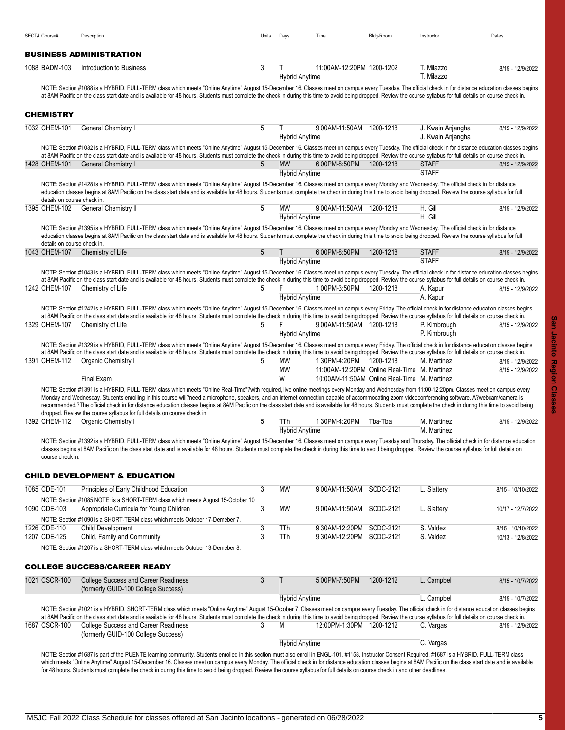| SECT# Course# | Description | Units | Days | Time | Bldg-Room | Instructor | Dates |
|---|---|---|---|---|---|---|---|

## BUSINESS ADMINISTRATION

| SECT# Course# | Description | Units | Days | Time | Bldg-Room | Instructor | Dates |
|---|---|---|---|---|---|---|---|
| 1088 BADM-103 | Introduction to Business | 3 | T | 11:00AM-12:20PM | 1200-1202 | T. Milazzo | 8/15 - 12/9/2022 |
| | | | Hybrid Anytime | | | T. Milazzo | |

NOTE: Section #1088 is a HYBRID, FULL-TERM class which meets "Online Anytime" August 15-December 16. Classes meet on campus every Tuesday. The official check in for distance education classes begins at 8AM Pacific on the class start date and is available for 48 hours. Students must complete the check in during this time to avoid being dropped. Review the course syllabus for full details on course check in.

## CHEMISTRY

| SECT# Course# | Description | Units | Days | Time | Bldg-Room | Instructor | Dates |
|---|---|---|---|---|---|---|---|
| 1032 CHEM-101 | General Chemistry I | 5 | T | 9:00AM-11:50AM | 1200-1218 | J. Kwain Anjangha | 8/15 - 12/9/2022 |
| | | | Hybrid Anytime | | | J. Kwain Anjangha | |

NOTE: Section #1032 is a HYBRID, FULL-TERM class which meets "Online Anytime" August 15-December 16. Classes meet on campus every Tuesday. The official check in for distance education classes begins at 8AM Pacific on the class start date and is available for 48 hours. Students must complete the check in during this time to avoid being dropped. Review the course syllabus for full details on course check in.

| SECT# Course# | Description | Units | Days | Time | Bldg-Room | Instructor | Dates |
|---|---|---|---|---|---|---|---|
| 1428 CHEM-101 | General Chemistry I | 5 | MW | 6:00PM-8:50PM | 1200-1218 | STAFF | 8/15 - 12/9/2022 |
| | | | Hybrid Anytime | | | STAFF | |

NOTE: Section #1428 is a HYBRID, FULL-TERM class which meets "Online Anytime" August 15-December 16. Classes meet on campus every Monday and Wednesday. The official check in for distance education classes begins at 8AM Pacific on the class start date and is available for 48 hours. Students must complete the check in during this time to avoid being dropped. Review the course syllabus for full details on course check in.

| SECT# Course# | Description | Units | Days | Time | Bldg-Room | Instructor | Dates |
|---|---|---|---|---|---|---|---|
| 1395 CHEM-102 | General Chemistry II | 5 | MW | 9:00AM-11:50AM | 1200-1218 | H. Gill | 8/15 - 12/9/2022 |
| | | | Hybrid Anytime | | | H. Gill | |

NOTE: Section #1395 is a HYBRID, FULL-TERM class which meets "Online Anytime" August 15-December 16. Classes meet on campus every Monday and Wednesday. The official check in for distance education classes begins at 8AM Pacific on the class start date and is available for 48 hours. Students must complete the check in during this time to avoid being dropped. Review the course syllabus for full details on course check in.

| SECT# Course# | Description | Units | Days | Time | Bldg-Room | Instructor | Dates |
|---|---|---|---|---|---|---|---|
| 1043 CHEM-107 | Chemistry of Life | 5 | T | 6:00PM-8:50PM | 1200-1218 | STAFF | 8/15 - 12/9/2022 |
| | | | Hybrid Anytime | | | STAFF | |

NOTE: Section #1043 is a HYBRID, FULL-TERM class which meets "Online Anytime" August 15-December 16. Classes meet on campus every Tuesday. The official check in for distance education classes begins at 8AM Pacific on the class start date and is available for 48 hours. Students must complete the check in during this time to avoid being dropped. Review the course syllabus for full details on course check in.

| SECT# Course# | Description | Units | Days | Time | Bldg-Room | Instructor | Dates |
|---|---|---|---|---|---|---|---|
| 1242 CHEM-107 | Chemistry of Life | 5 | F | 1:00PM-3:50PM | 1200-1218 | A. Kapur | 8/15 - 12/9/2022 |
| | | | Hybrid Anytime | | | A. Kapur | |

NOTE: Section #1242 is a HYBRID, FULL-TERM class which meets "Online Anytime" August 15-December 16. Classes meet on campus every Friday. The official check in for distance education classes begins at 8AM Pacific on the class start date and is available for 48 hours. Students must complete the check in during this time to avoid being dropped. Review the course syllabus for full details on course check in.

| SECT# Course# | Description | Units | Days | Time | Bldg-Room | Instructor | Dates |
|---|---|---|---|---|---|---|---|
| 1329 CHEM-107 | Chemistry of Life | 5 | F | 9:00AM-11:50AM | 1200-1218 | P. Kimbrough | 8/15 - 12/9/2022 |
| | | | Hybrid Anytime | | | P. Kimbrough | |

NOTE: Section #1329 is a HYBRID, FULL-TERM class which meets "Online Anytime" August 15-December 16. Classes meet on campus every Friday. The official check in for distance education classes begins at 8AM Pacific on the class start date and is available for 48 hours. Students must complete the check in during this time to avoid being dropped. Review the course syllabus for full details on course check in.

| SECT# Course# | Description | Units | Days | Time | Bldg-Room | Instructor | Dates |
|---|---|---|---|---|---|---|---|
| 1391 CHEM-112 | Organic Chemistry I | 5 | MW | 1:30PM-4:20PM | 1200-1218 | M. Martinez | 8/15 - 12/9/2022 |
| | | | MW | 11:00AM-12:20PM | Online Real-Time | M. Martinez | 8/15 - 12/9/2022 |
| | Final Exam | | W | 10:00AM-11:50AM | Online Real-Time | M. Martinez | |

NOTE: Section #1391 is a HYBRID, FULL-TERM class which meets "Online Real-Time"?with required, live online meetings every Monday and Wednesday from 11:00-12:20pm. Classes meet on campus every Monday and Wednesday. Students enrolling in this course will?need a microphone, speakers, and an internet connection capable of accommodating zoom videoconferencing software. A?webcam/camera is recommended.?The official check in for distance education classes begins at 8AM Pacific on the class start date and is available for 48 hours. Students must complete the check in during this time to avoid being dropped. Review the course syllabus for full details on course check in.

| SECT# Course# | Description | Units | Days | Time | Bldg-Room | Instructor | Dates |
|---|---|---|---|---|---|---|---|
| 1392 CHEM-112 | Organic Chemistry I | 5 | TTh | 1:30PM-4:20PM | Tba-Tba | M. Martinez | 8/15 - 12/9/2022 |
| | | | Hybrid Anytime | | | M. Martinez | |

NOTE: Section #1392 is a HYBRID, FULL-TERM class which meets "Online Anytime" August 15-December 16. Classes meet on campus every Tuesday and Thursday. The official check in for distance education classes begins at 8AM Pacific on the class start date and is available for 48 hours. Students must complete the check in during this time to avoid being dropped. Review the course syllabus for full details on course check in.

## CHILD DEVELOPMENT & EDUCATION

| SECT# Course# | Description | Units | Days | Time | Bldg-Room | Instructor | Dates |
|---|---|---|---|---|---|---|---|
| 1085 CDE-101 | Principles of Early Childhood Education | 3 | MW | 9:00AM-11:50AM | SCDC-2121 | L. Slattery | 8/15 - 10/10/2022 |

NOTE: Section #1085 NOTE: is a SHORT-TERM class which meets August 15-October 10

| SECT# Course# | Description | Units | Days | Time | Bldg-Room | Instructor | Dates |
|---|---|---|---|---|---|---|---|
| 1090 CDE-103 | Appropriate Curricula for Young Children | 3 | MW | 9:00AM-11:50AM | SCDC-2121 | L. Slattery | 10/17 - 12/7/2022 |

NOTE: Section #1090 is a SHORT-TERM class which meets October 17-Demeber 7.

| SECT# Course# | Description | Units | Days | Time | Bldg-Room | Instructor | Dates |
|---|---|---|---|---|---|---|---|
| 1226 CDE-110 | Child Development | 3 | TTh | 9:30AM-12:20PM | SCDC-2121 | S. Valdez | 8/15 - 10/10/2022 |
| 1207 CDE-125 | Child, Family and Community | 3 | TTh | 9:30AM-12:20PM | SCDC-2121 | S. Valdez | 10/13 - 12/8/2022 |

NOTE: Section #1207 is a SHORT-TERM class which meets October 13-Demeber 8.

## COLLEGE SUCCESS/CAREER READY

| SECT# Course# | Description | Units | Days | Time | Bldg-Room | Instructor | Dates |
|---|---|---|---|---|---|---|---|
| 1021 CSCR-100 | College Success and Career Readiness (formerly GUID-100 College Success) | 3 | T | 5:00PM-7:50PM | 1200-1212 | L. Campbell | 8/15 - 10/7/2022 |
| | | | Hybrid Anytime | | | L. Campbell | 8/15 - 10/7/2022 |

NOTE: Section #1021 is a HYBRID, SHORT-TERM class which meets "Online Anytime" August 15-October 7. Classes meet on campus every Tuesday. The official check in for distance education classes begins at 8AM Pacific on the class start date and is available for 48 hours. Students must complete the check in during this time to avoid being dropped. Review the course syllabus for full details on course check in.

| SECT# Course# | Description | Units | Days | Time | Bldg-Room | Instructor | Dates |
|---|---|---|---|---|---|---|---|
| 1687 CSCR-100 | College Success and Career Readiness (formerly GUID-100 College Success) | 3 | M | 12:00PM-1:30PM | 1200-1212 | C. Vargas | 8/15 - 12/9/2022 |
| | | | Hybrid Anytime | | | C. Vargas | |

NOTE: Section #1687 is part of the PUENTE learning community. Students enrolled in this section must also enroll in ENGL-101, #1158. Instructor Consent Required. #1687 is a HYBRID, FULL-TERM class which meets "Online Anytime" August 15-December 16. Classes meet on campus every Monday. The official check in for distance education classes begins at 8AM Pacific on the class start date and is available for 48 hours. Students must complete the check in during this time to avoid being dropped. Review the course syllabus for full details on course check in and other deadlines.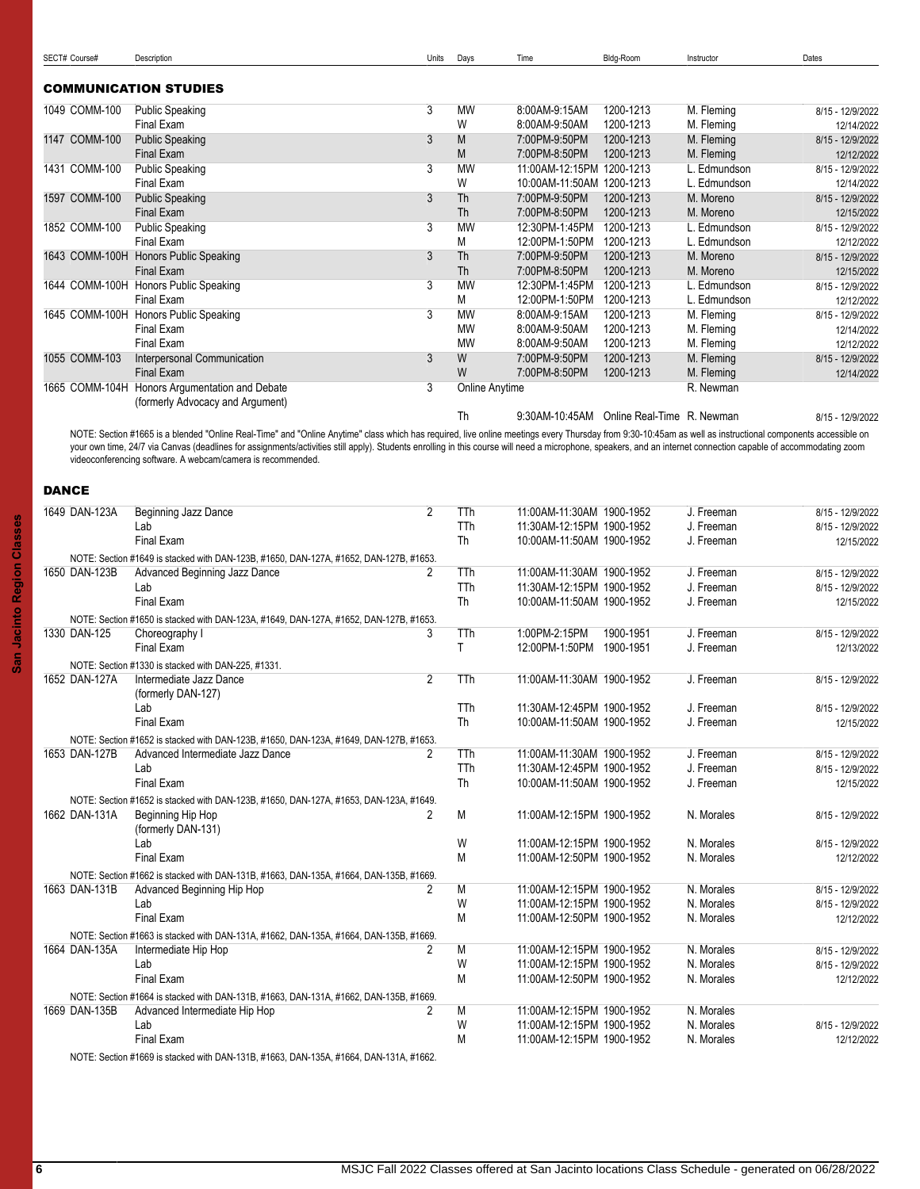## COMMUNICATION STUDIES

| SECT# Course# | Description | Units | Days | Time | Bldg-Room | Instructor | Dates |
|---|---|---|---|---|---|---|---|
| 1049 COMM-100 | Public Speaking | 3 | MW | 8:00AM-9:15AM | 1200-1213 | M. Fleming | 8/15 - 12/9/2022 |
| | Final Exam | | W | 8:00AM-9:50AM | 1200-1213 | M. Fleming | 12/14/2022 |
| 1147 COMM-100 | Public Speaking | 3 | M | 7:00PM-9:50PM | 1200-1213 | M. Fleming | 8/15 - 12/9/2022 |
| | Final Exam | | M | 7:00PM-8:50PM | 1200-1213 | M. Fleming | 12/12/2022 |
| 1431 COMM-100 | Public Speaking | 3 | MW | 11:00AM-12:15PM | 1200-1213 | L. Edmundson | 8/15 - 12/9/2022 |
| | Final Exam | | W | 10:00AM-11:50AM | 1200-1213 | L. Edmundson | 12/14/2022 |
| 1597 COMM-100 | Public Speaking | 3 | Th | 7:00PM-9:50PM | 1200-1213 | M. Moreno | 8/15 - 12/9/2022 |
| | Final Exam | | Th | 7:00PM-8:50PM | 1200-1213 | M. Moreno | 12/15/2022 |
| 1852 COMM-100 | Public Speaking | 3 | MW | 12:30PM-1:45PM | 1200-1213 | L. Edmundson | 8/15 - 12/9/2022 |
| | Final Exam | | M | 12:00PM-1:50PM | 1200-1213 | L. Edmundson | 12/12/2022 |
| 1643 COMM-100H | Honors Public Speaking | 3 | Th | 7:00PM-9:50PM | 1200-1213 | M. Moreno | 8/15 - 12/9/2022 |
| | Final Exam | | Th | 7:00PM-8:50PM | 1200-1213 | M. Moreno | 12/15/2022 |
| 1644 COMM-100H | Honors Public Speaking | 3 | MW | 12:30PM-1:45PM | 1200-1213 | L. Edmundson | 8/15 - 12/9/2022 |
| | Final Exam | | M | 12:00PM-1:50PM | 1200-1213 | L. Edmundson | 12/12/2022 |
| 1645 COMM-100H | Honors Public Speaking | 3 | MW | 8:00AM-9:15AM | 1200-1213 | M. Fleming | 8/15 - 12/9/2022 |
| | Final Exam | | MW | 8:00AM-9:50AM | 1200-1213 | M. Fleming | 12/14/2022 |
| | Final Exam | | MW | 8:00AM-9:50AM | 1200-1213 | M. Fleming | 12/12/2022 |
| 1055 COMM-103 | Interpersonal Communication | 3 | W | 7:00PM-9:50PM | 1200-1213 | M. Fleming | 8/15 - 12/9/2022 |
| | Final Exam | | W | 7:00PM-8:50PM | 1200-1213 | M. Fleming | 12/14/2022 |
| 1665 COMM-104H | Honors Argumentation and Debate (formerly Advocacy and Argument) | 3 | Online Anytime | | | R. Newman | |
| | | | Th | 9:30AM-10:45AM | Online Real-Time | R. Newman | 8/15 - 12/9/2022 |

NOTE: Section #1665 is a blended "Online Real-Time" and "Online Anytime" class which has required, live online meetings every Thursday from 9:30-10:45am as well as instructional components accessible on your own time, 24/7 via Canvas (deadlines for assignments/activities still apply). Students enrolling in this course will need a microphone, speakers, and an internet connection capable of accommodating zoom videoconferencing software. A webcam/camera is recommended.

## DANCE

| SECT# Course# | Description | Units | Days | Time | Bldg-Room | Instructor | Dates |
|---|---|---|---|---|---|---|---|
| 1649 DAN-123A | Beginning Jazz Dance | 2 | TTh | 11:00AM-11:30AM | 1900-1952 | J. Freeman | 8/15 - 12/9/2022 |
| | Lab | | TTh | 11:30AM-12:15PM | 1900-1952 | J. Freeman | 8/15 - 12/9/2022 |
| | Final Exam | | Th | 10:00AM-11:50AM | 1900-1952 | J. Freeman | 12/15/2022 |
| | NOTE: Section #1649 is stacked with DAN-123B, #1650, DAN-127A, #1652, DAN-127B, #1653. | | | | | | |
| 1650 DAN-123B | Advanced Beginning Jazz Dance | 2 | TTh | 11:00AM-11:30AM | 1900-1952 | J. Freeman | 8/15 - 12/9/2022 |
| | Lab | | TTh | 11:30AM-12:15PM | 1900-1952 | J. Freeman | 8/15 - 12/9/2022 |
| | Final Exam | | Th | 10:00AM-11:50AM | 1900-1952 | J. Freeman | 12/15/2022 |
| | NOTE: Section #1650 is stacked with DAN-123A, #1649, DAN-127A, #1652, DAN-127B, #1653. | | | | | | |
| 1330 DAN-125 | Choreography I | 3 | TTh | 1:00PM-2:15PM | 1900-1951 | J. Freeman | 8/15 - 12/9/2022 |
| | Final Exam | | T | 12:00PM-1:50PM | 1900-1951 | J. Freeman | 12/13/2022 |
| | NOTE: Section #1330 is stacked with DAN-225, #1331. | | | | | | |
| 1652 DAN-127A | Intermediate Jazz Dance (formerly DAN-127) | 2 | TTh | 11:00AM-11:30AM | 1900-1952 | J. Freeman | 8/15 - 12/9/2022 |
| | Lab | | TTh | 11:30AM-12:45PM | 1900-1952 | J. Freeman | 8/15 - 12/9/2022 |
| | Final Exam | | Th | 10:00AM-11:50AM | 1900-1952 | J. Freeman | 12/15/2022 |
| | NOTE: Section #1652 is stacked with DAN-123B, #1650, DAN-123A, #1649, DAN-127B, #1653. | | | | | | |
| 1653 DAN-127B | Advanced Intermediate Jazz Dance | 2 | TTh | 11:00AM-11:30AM | 1900-1952 | J. Freeman | 8/15 - 12/9/2022 |
| | Lab | | TTh | 11:30AM-12:45PM | 1900-1952 | J. Freeman | 8/15 - 12/9/2022 |
| | Final Exam | | Th | 10:00AM-11:50AM | 1900-1952 | J. Freeman | 12/15/2022 |
| | NOTE: Section #1652 is stacked with DAN-123B, #1650, DAN-127A, #1653, DAN-123A, #1649. | | | | | | |
| 1662 DAN-131A | Beginning Hip Hop (formerly DAN-131) | 2 | M | 11:00AM-12:15PM | 1900-1952 | N. Morales | 8/15 - 12/9/2022 |
| | Lab | | W | 11:00AM-12:15PM | 1900-1952 | N. Morales | 8/15 - 12/9/2022 |
| | Final Exam | | M | 11:00AM-12:50PM | 1900-1952 | N. Morales | 12/12/2022 |
| | NOTE: Section #1662 is stacked with DAN-131B, #1663, DAN-135A, #1664, DAN-135B, #1669. | | | | | | |
| 1663 DAN-131B | Advanced Beginning Hip Hop | 2 | M | 11:00AM-12:15PM | 1900-1952 | N. Morales | 8/15 - 12/9/2022 |
| | Lab | | W | 11:00AM-12:15PM | 1900-1952 | N. Morales | 8/15 - 12/9/2022 |
| | Final Exam | | M | 11:00AM-12:50PM | 1900-1952 | N. Morales | 12/12/2022 |
| | NOTE: Section #1663 is stacked with DAN-131A, #1662, DAN-135A, #1664, DAN-135B, #1669. | | | | | | |
| 1664 DAN-135A | Intermediate Hip Hop | 2 | M | 11:00AM-12:15PM | 1900-1952 | N. Morales | 8/15 - 12/9/2022 |
| | Lab | | W | 11:00AM-12:15PM | 1900-1952 | N. Morales | 8/15 - 12/9/2022 |
| | Final Exam | | M | 11:00AM-12:50PM | 1900-1952 | N. Morales | 12/12/2022 |
| | NOTE: Section #1664 is stacked with DAN-131B, #1663, DAN-131A, #1662, DAN-135B, #1669. | | | | | | |
| 1669 DAN-135B | Advanced Intermediate Hip Hop | 2 | M | 11:00AM-12:15PM | 1900-1952 | N. Morales | |
| | Lab | | W | 11:00AM-12:15PM | 1900-1952 | N. Morales | 8/15 - 12/9/2022 |
| | Final Exam | | M | 11:00AM-12:15PM | 1900-1952 | N. Morales | 12/12/2022 |
| | NOTE: Section #1669 is stacked with DAN-131B, #1663, DAN-135A, #1664, DAN-131A, #1662. | | | | | | |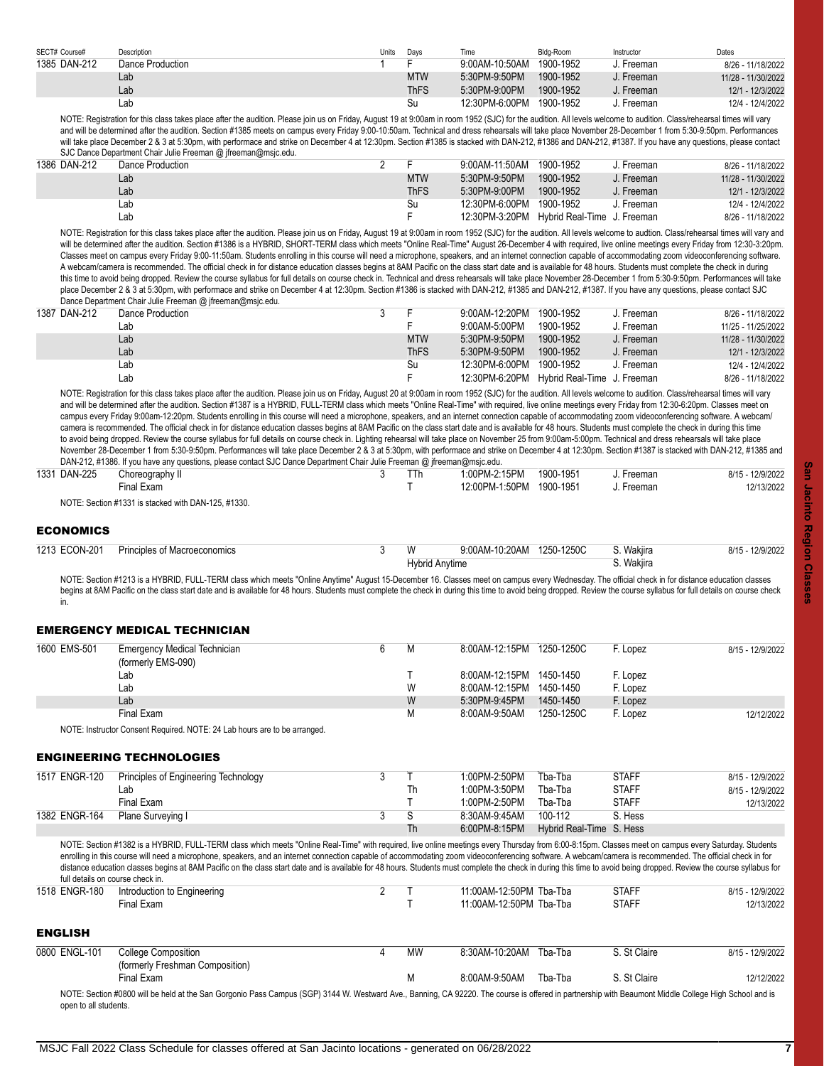| SECT# | Course# | Description | Units | Days | Time | Bldg-Room | Instructor | Dates |
|---|---|---|---|---|---|---|---|---|
| 1385 | DAN-212 | Dance Production | 1 | F | 9:00AM-10:50AM | 1900-1952 | J. Freeman | 8/26 - 11/18/2022 |
| | | Lab | | MTW | 5:30PM-9:50PM | 1900-1952 | J. Freeman | 11/28 - 11/30/2022 |
| | | Lab | | ThFS | 5:30PM-9:00PM | 1900-1952 | J. Freeman | 12/1 - 12/3/2022 |
| | | Lab | | Su | 12:30PM-6:00PM | 1900-1952 | J. Freeman | 12/4 - 12/4/2022 |

NOTE: Registration for this class takes place after the audition. Please join us on Friday, August 19 at 9:00am in room 1952 (SJC) for the audition. All levels welcome to audition. Class/rehearsal times will vary and will be determined after the audition. Section #1385 meets on campus every Friday 9:00-10:50am. Technical and dress rehearsals will take place November 28-December 1 from 5:30-9:50pm. Performances will take place December 2 & 3 at 5:30pm, with performace and strike on December 4 at 12:30pm. Section #1385 is stacked with DAN-212, #1386 and DAN-212, #1387. If you have any questions, please contact SJC Dance Department Chair Julie Freeman @ jfreeman@msjc.edu.

| SECT# | Course# | Description | Units | Days | Time | Bldg-Room | Instructor | Dates |
|---|---|---|---|---|---|---|---|---|
| 1386 | DAN-212 | Dance Production | 2 | F | 9:00AM-11:50AM | 1900-1952 | J. Freeman | 8/26 - 11/18/2022 |
| | | Lab | | MTW | 5:30PM-9:50PM | 1900-1952 | J. Freeman | 11/28 - 11/30/2022 |
| | | Lab | | ThFS | 5:30PM-9:00PM | 1900-1952 | J. Freeman | 12/1 - 12/3/2022 |
| | | Lab | | Su | 12:30PM-6:00PM | 1900-1952 | J. Freeman | 12/4 - 12/4/2022 |
| | | Lab | | F | 12:30PM-3:20PM | Hybrid Real-Time | J. Freeman | 8/26 - 11/18/2022 |

NOTE: Registration for this class takes place after the audition. Please join us on Friday, August 19 at 9:00am in room 1952 (SJC) for the audition. All levels welcome to audtion. Class/rehearsal times will vary and will be determined after the audition. Section #1386 is a HYBRID, SHORT-TERM class which meets "Online Real-Time" August 26-December 4 with required, live online meetings every Friday from 12:30-3:20pm. Classes meet on campus every Friday 9:00-11:50am. Students enrolling in this course will need a microphone, speakers, and an internet connection capable of accommodating zoom videoconferencing software. A webcam/camera is recommended. The official check in for distance education classes begins at 8AM Pacific on the class start date and is available for 48 hours. Students must complete the check in during this time to avoid being dropped. Review the course syllabus for full details on course check in. Technical and dress rehearsals will take place November 28-December 1 from 5:30-9:50pm. Performances will take place December 2 & 3 at 5:30pm, with performace and strike on December 4 at 12:30pm. Section #1386 is stacked with DAN-212, #1385 and DAN-212, #1387. If you have any questions, please contact SJC Dance Department Chair Julie Freeman @ jfreeman@msjc.edu.

| SECT# | Course# | Description | Units | Days | Time | Bldg-Room | Instructor | Dates |
|---|---|---|---|---|---|---|---|---|
| 1387 | DAN-212 | Dance Production | 3 | F | 9:00AM-12:20PM | 1900-1952 | J. Freeman | 8/26 - 11/18/2022 |
| | | Lab | | F | 9:00AM-5:00PM | 1900-1952 | J. Freeman | 11/25 - 11/25/2022 |
| | | Lab | | MTW | 5:30PM-9:50PM | 1900-1952 | J. Freeman | 11/28 - 11/30/2022 |
| | | Lab | | ThFS | 5:30PM-9:50PM | 1900-1952 | J. Freeman | 12/1 - 12/3/2022 |
| | | Lab | | Su | 12:30PM-6:00PM | 1900-1952 | J. Freeman | 12/4 - 12/4/2022 |
| | | Lab | | F | 12:30PM-6:20PM | Hybrid Real-Time | J. Freeman | 8/26 - 11/18/2022 |

NOTE: Registration for this class takes place after the audition. Please join us on Friday, August 20 at 9:00am in room 1952 (SJC) for the audition. All levels welcome to audition. Class/rehearsal times will vary and will be determined after the audition. Section #1387 is a HYBRID, FULL-TERM class which meets "Online Real-Time" with required, live online meetings every Friday from 12:30-6:20pm. Classes meet on campus every Friday 9:00am-12:20pm. Students enrolling in this course will need a microphone, speakers, and an internet connection capable of accommodating zoom videoconferencing software. A webcam/camera is recommended. The official check in for distance education classes begins at 8AM Pacific on the class start date and is available for 48 hours. Students must complete the check in during this time to avoid being dropped. Review the course syllabus for full details on course check in. Lighting rehearsal will take place on November 25 from 9:00am-5:00pm. Technical and dress rehearsals will take place November 28-December 1 from 5:30-9:50pm. Performances will take place December 2 & 3 at 5:30pm, with performace and strike on December 4 at 12:30pm. Section #1387 is stacked with DAN-212, #1385 and DAN-212, #1386. If you have any questions, please contact SJC Dance Department Chair Julie Freeman @ jfreeman@msjc.edu.

| SECT# | Course# | Description | Units | Days | Time | Bldg-Room | Instructor | Dates |
|---|---|---|---|---|---|---|---|---|
| 1331 | DAN-225 | Choreography II | 3 | TTh | 1:00PM-2:15PM | 1900-1951 | J. Freeman | 8/15 - 12/9/2022 |
| | | Final Exam | | T | 12:00PM-1:50PM | 1900-1951 | J. Freeman | 12/13/2022 |

NOTE: Section #1331 is stacked with DAN-125, #1330.

## ECONOMICS

| SECT# | Course# | Description | Units | Days | Time | Bldg-Room | Instructor | Dates |
|---|---|---|---|---|---|---|---|---|
| 1213 | ECON-201 | Principles of Macroeconomics | 3 | W | 9:00AM-10:20AM | 1250-1250C | S. Wakjira | 8/15 - 12/9/2022 |
| | | | | Hybrid Anytime | | | S. Wakjira | |

NOTE: Section #1213 is a HYBRID, FULL-TERM class which meets "Online Anytime" August 15-December 16. Classes meet on campus every Wednesday. The official check in for distance education classes begins at 8AM Pacific on the class start date and is available for 48 hours. Students must complete the check in during this time to avoid being dropped. Review the course syllabus for full details on course check in.

## EMERGENCY MEDICAL TECHNICIAN

| SECT# | Course# | Description | Units | Days | Time | Bldg-Room | Instructor | Dates |
|---|---|---|---|---|---|---|---|---|
| 1600 | EMS-501 | Emergency Medical Technician (formerly EMS-090) | 6 | M | 8:00AM-12:15PM | 1250-1250C | F. Lopez | 8/15 - 12/9/2022 |
| | | Lab | | T | 8:00AM-12:15PM | 1450-1450 | F. Lopez | |
| | | Lab | | W | 8:00AM-12:15PM | 1450-1450 | F. Lopez | |
| | | Lab | | W | 5:30PM-9:45PM | 1450-1450 | F. Lopez | |
| | | Final Exam | | M | 8:00AM-9:50AM | 1250-1250C | F. Lopez | 12/12/2022 |

NOTE: Instructor Consent Required. NOTE: 24 Lab hours are to be arranged.

## ENGINEERING TECHNOLOGIES

| SECT# | Course# | Description | Units | Days | Time | Bldg-Room | Instructor | Dates |
|---|---|---|---|---|---|---|---|---|
| 1517 | ENGR-120 | Principles of Engineering Technology | 3 | T | 1:00PM-2:50PM | Tba-Tba | STAFF | 8/15 - 12/9/2022 |
| | | Lab | | Th | 1:00PM-3:50PM | Tba-Tba | STAFF | 8/15 - 12/9/2022 |
| | | Final Exam | | T | 1:00PM-2:50PM | Tba-Tba | STAFF | 12/13/2022 |
| 1382 | ENGR-164 | Plane Surveying I | 3 | S | 8:30AM-9:45AM | 100-112 | S. Hess | |
| | | | | Th | 6:00PM-8:15PM | Hybrid Real-Time | S. Hess | |

NOTE: Section #1382 is a HYBRID, FULL-TERM class which meets "Online Real-Time" with required, live online meetings every Thursday from 6:00-8:15pm. Classes meet on campus every Saturday. Students enrolling in this course will need a microphone, speakers, and an internet connection capable of accommodating zoom videoconferencing software. A webcam/camera is recommended. The official check in for distance education classes begins at 8AM Pacific on the class start date and is available for 48 hours. Students must complete the check in during this time to avoid being dropped. Review the course syllabus for full details on course check in.

| SECT# | Course# | Description | Units | Days | Time | Bldg-Room | Instructor | Dates |
|---|---|---|---|---|---|---|---|---|
| 1518 | ENGR-180 | Introduction to Engineering | 2 | T | 11:00AM-12:50PM | Tba-Tba | STAFF | 8/15 - 12/9/2022 |
| | | Final Exam | | T | 11:00AM-12:50PM | Tba-Tba | STAFF | 12/13/2022 |

## ENGLISH

| SECT# | Course# | Description | Units | Days | Time | Bldg-Room | Instructor | Dates |
|---|---|---|---|---|---|---|---|---|
| 0800 | ENGL-101 | College Composition (formerly Freshman Composition) | 4 | MW | 8:30AM-10:20AM | Tba-Tba | S. St Claire | 8/15 - 12/9/2022 |
| | | Final Exam | | M | 8:00AM-9:50AM | Tba-Tba | S. St Claire | 12/12/2022 |

NOTE: Section #0800 will be held at the San Gorgonio Pass Campus (SGP) 3144 W. Westward Ave., Banning, CA 92220. The course is offered in partnership with Beaumont Middle College High School and is open to all students.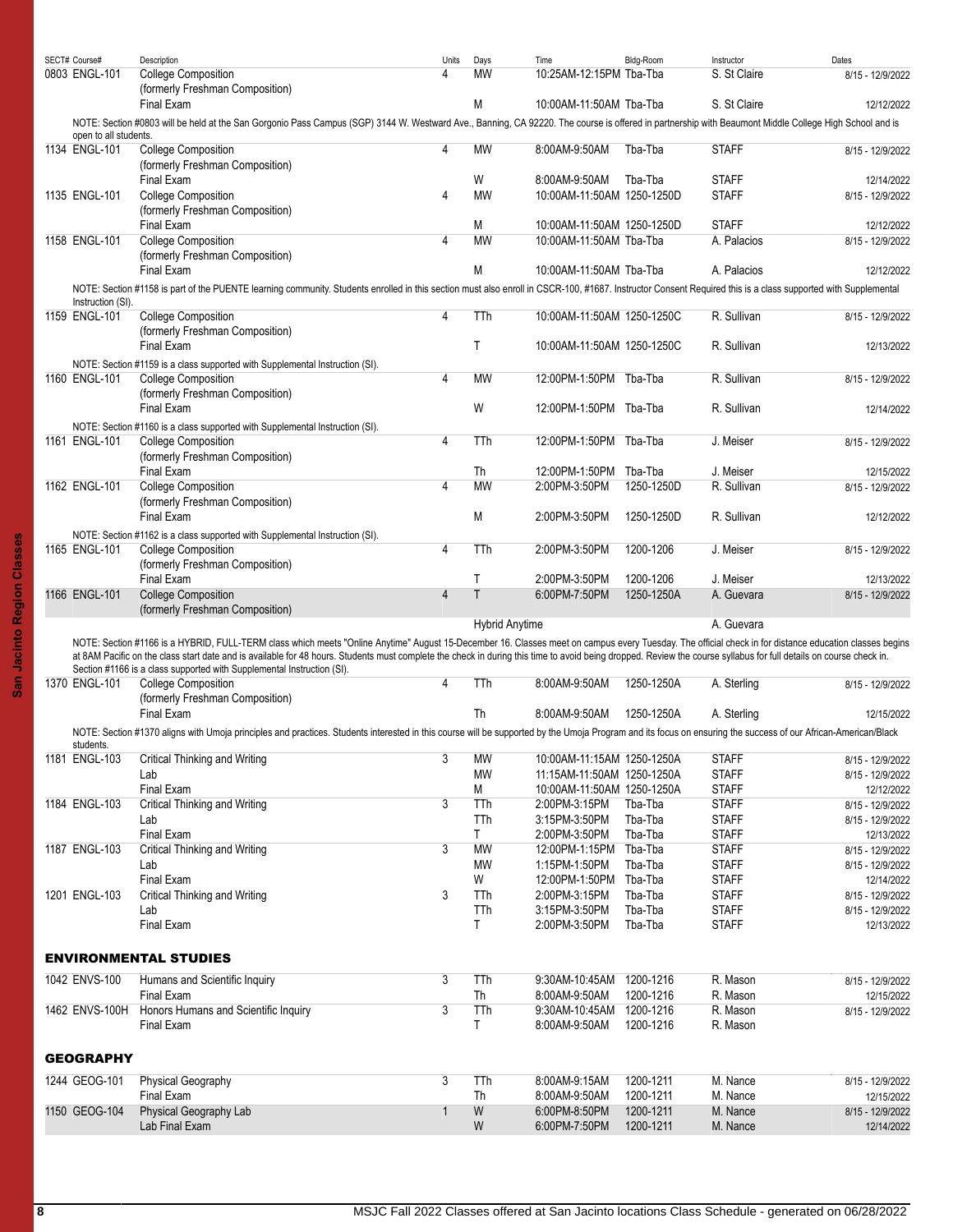| SECT# Course# | Description | Units | Days | Time | Bldg-Room | Instructor | Dates |
|---|---|---|---|---|---|---|---|
| 0803 ENGL-101 | College Composition (formerly Freshman Composition) | 4 | MW | 10:25AM-12:15PM | Tba-Tba | S. St Claire | 8/15 - 12/9/2022 |
| | Final Exam | | M | 10:00AM-11:50AM | Tba-Tba | S. St Claire | 12/12/2022 |

NOTE: Section #0803 will be held at the San Gorgonio Pass Campus (SGP) 3144 W. Westward Ave., Banning, CA 92220. The course is offered in partnership with Beaumont Middle College High School and is open to all students.

| SECT# Course# | Description | Units | Days | Time | Bldg-Room | Instructor | Dates |
|---|---|---|---|---|---|---|---|
| 1134 ENGL-101 | College Composition (formerly Freshman Composition) | 4 | MW | 8:00AM-9:50AM | Tba-Tba | STAFF | 8/15 - 12/9/2022 |
| | Final Exam | | W | 8:00AM-9:50AM | Tba-Tba | STAFF | 12/14/2022 |
| 1135 ENGL-101 | College Composition (formerly Freshman Composition) | 4 | MW | 10:00AM-11:50AM | 1250-1250D | STAFF | 8/15 - 12/9/2022 |
| | Final Exam | | M | 10:00AM-11:50AM | 1250-1250D | STAFF | 12/12/2022 |
| 1158 ENGL-101 | College Composition (formerly Freshman Composition) | 4 | MW | 10:00AM-11:50AM | Tba-Tba | A. Palacios | 8/15 - 12/9/2022 |
| | Final Exam | | M | 10:00AM-11:50AM | Tba-Tba | A. Palacios | 12/12/2022 |

NOTE: Section #1158 is part of the PUENTE learning community. Students enrolled in this section must also enroll in CSCR-100, #1687. Instructor Consent Required this is a class supported with Supplemental Instruction (SI).

| SECT# Course# | Description | Units | Days | Time | Bldg-Room | Instructor | Dates |
|---|---|---|---|---|---|---|---|
| 1159 ENGL-101 | College Composition (formerly Freshman Composition) | 4 | TTh | 10:00AM-11:50AM | 1250-1250C | R. Sullivan | 8/15 - 12/9/2022 |
| | Final Exam | | T | 10:00AM-11:50AM | 1250-1250C | R. Sullivan | 12/13/2022 |

NOTE: Section #1159 is a class supported with Supplemental Instruction (SI).

| SECT# Course# | Description | Units | Days | Time | Bldg-Room | Instructor | Dates |
|---|---|---|---|---|---|---|---|
| 1160 ENGL-101 | College Composition (formerly Freshman Composition) | 4 | MW | 12:00PM-1:50PM | Tba-Tba | R. Sullivan | 8/15 - 12/9/2022 |
| | Final Exam | | W | 12:00PM-1:50PM | Tba-Tba | R. Sullivan | 12/14/2022 |

NOTE: Section #1160 is a class supported with Supplemental Instruction (SI).

| SECT# Course# | Description | Units | Days | Time | Bldg-Room | Instructor | Dates |
|---|---|---|---|---|---|---|---|
| 1161 ENGL-101 | College Composition (formerly Freshman Composition) | 4 | TTh | 12:00PM-1:50PM | Tba-Tba | J. Meiser | 8/15 - 12/9/2022 |
| | Final Exam | | Th | 12:00PM-1:50PM | Tba-Tba | J. Meiser | 12/15/2022 |
| 1162 ENGL-101 | College Composition (formerly Freshman Composition) | 4 | MW | 2:00PM-3:50PM | 1250-1250D | R. Sullivan | 8/15 - 12/9/2022 |
| | Final Exam | | M | 2:00PM-3:50PM | 1250-1250D | R. Sullivan | 12/12/2022 |

NOTE: Section #1162 is a class supported with Supplemental Instruction (SI).

| SECT# Course# | Description | Units | Days | Time | Bldg-Room | Instructor | Dates |
|---|---|---|---|---|---|---|---|
| 1165 ENGL-101 | College Composition (formerly Freshman Composition) | 4 | TTh | 2:00PM-3:50PM | 1200-1206 | J. Meiser | 8/15 - 12/9/2022 |
| | Final Exam | | T | 2:00PM-3:50PM | 1200-1206 | J. Meiser | 12/13/2022 |
| 1166 ENGL-101 | College Composition (formerly Freshman Composition) | 4 | T | 6:00PM-7:50PM | 1250-1250A | A. Guevara | 8/15 - 12/9/2022 |
| | | | Hybrid Anytime | | | A. Guevara | |

NOTE: Section #1166 is a HYBRID, FULL-TERM class which meets "Online Anytime" August 15-December 16. Classes meet on campus every Tuesday. The official check in for distance education classes begins at 8AM Pacific on the class start date and is available for 48 hours. Students must complete the check in during this time to avoid being dropped. Review the course syllabus for full details on course check in. Section #1166 is a class supported with Supplemental Instruction (SI).

| SECT# Course# | Description | Units | Days | Time | Bldg-Room | Instructor | Dates |
|---|---|---|---|---|---|---|---|
| 1370 ENGL-101 | College Composition (formerly Freshman Composition) | 4 | TTh | 8:00AM-9:50AM | 1250-1250A | A. Sterling | 8/15 - 12/9/2022 |
| | Final Exam | | Th | 8:00AM-9:50AM | 1250-1250A | A. Sterling | 12/15/2022 |

NOTE: Section #1370 aligns with Umoja principles and practices. Students interested in this course will be supported by the Umoja Program and its focus on ensuring the success of our African-American/Black students.

| SECT# Course# | Description | Units | Days | Time | Bldg-Room | Instructor | Dates |
|---|---|---|---|---|---|---|---|
| 1181 ENGL-103 | Critical Thinking and Writing | 3 | MW | 10:00AM-11:15AM | 1250-1250A | STAFF | 8/15 - 12/9/2022 |
| | Lab | | MW | 11:15AM-11:50AM | 1250-1250A | STAFF | 8/15 - 12/9/2022 |
| | Final Exam | | M | 10:00AM-11:50AM | 1250-1250A | STAFF | 12/12/2022 |
| 1184 ENGL-103 | Critical Thinking and Writing | 3 | TTh | 2:00PM-3:15PM | Tba-Tba | STAFF | 8/15 - 12/9/2022 |
| | Lab | | TTh | 3:15PM-3:50PM | Tba-Tba | STAFF | 8/15 - 12/9/2022 |
| | Final Exam | | T | 2:00PM-3:50PM | Tba-Tba | STAFF | 12/13/2022 |
| 1187 ENGL-103 | Critical Thinking and Writing | 3 | MW | 12:00PM-1:15PM | Tba-Tba | STAFF | 8/15 - 12/9/2022 |
| | Lab | | MW | 1:15PM-1:50PM | Tba-Tba | STAFF | 8/15 - 12/9/2022 |
| | Final Exam | | W | 12:00PM-1:50PM | Tba-Tba | STAFF | 12/14/2022 |
| 1201 ENGL-103 | Critical Thinking and Writing | 3 | TTh | 2:00PM-3:15PM | Tba-Tba | STAFF | 8/15 - 12/9/2022 |
| | Lab | | TTh | 3:15PM-3:50PM | Tba-Tba | STAFF | 8/15 - 12/9/2022 |
| | Final Exam | | T | 2:00PM-3:50PM | Tba-Tba | STAFF | 12/13/2022 |

## ENVIRONMENTAL STUDIES

| SECT# Course# | Description | Units | Days | Time | Bldg-Room | Instructor | Dates |
|---|---|---|---|---|---|---|---|
| 1042 ENVS-100 | Humans and Scientific Inquiry | 3 | TTh | 9:30AM-10:45AM | 1200-1216 | R. Mason | 8/15 - 12/9/2022 |
| | Final Exam | | Th | 8:00AM-9:50AM | 1200-1216 | R. Mason | 12/15/2022 |
| 1462 ENVS-100H | Honors Humans and Scientific Inquiry | 3 | TTh | 9:30AM-10:45AM | 1200-1216 | R. Mason | 8/15 - 12/9/2022 |
| | Final Exam | | T | 8:00AM-9:50AM | 1200-1216 | R. Mason | |

## GEOGRAPHY

| SECT# Course# | Description | Units | Days | Time | Bldg-Room | Instructor | Dates |
|---|---|---|---|---|---|---|---|
| 1244 GEOG-101 | Physical Geography | 3 | TTh | 8:00AM-9:15AM | 1200-1211 | M. Nance | 8/15 - 12/9/2022 |
| | Final Exam | | Th | 8:00AM-9:50AM | 1200-1211 | M. Nance | 12/15/2022 |
| 1150 GEOG-104 | Physical Geography Lab | 1 | W | 6:00PM-8:50PM | 1200-1211 | M. Nance | 8/15 - 12/9/2022 |
| | Lab Final Exam | | W | 6:00PM-7:50PM | 1200-1211 | M. Nance | 12/14/2022 |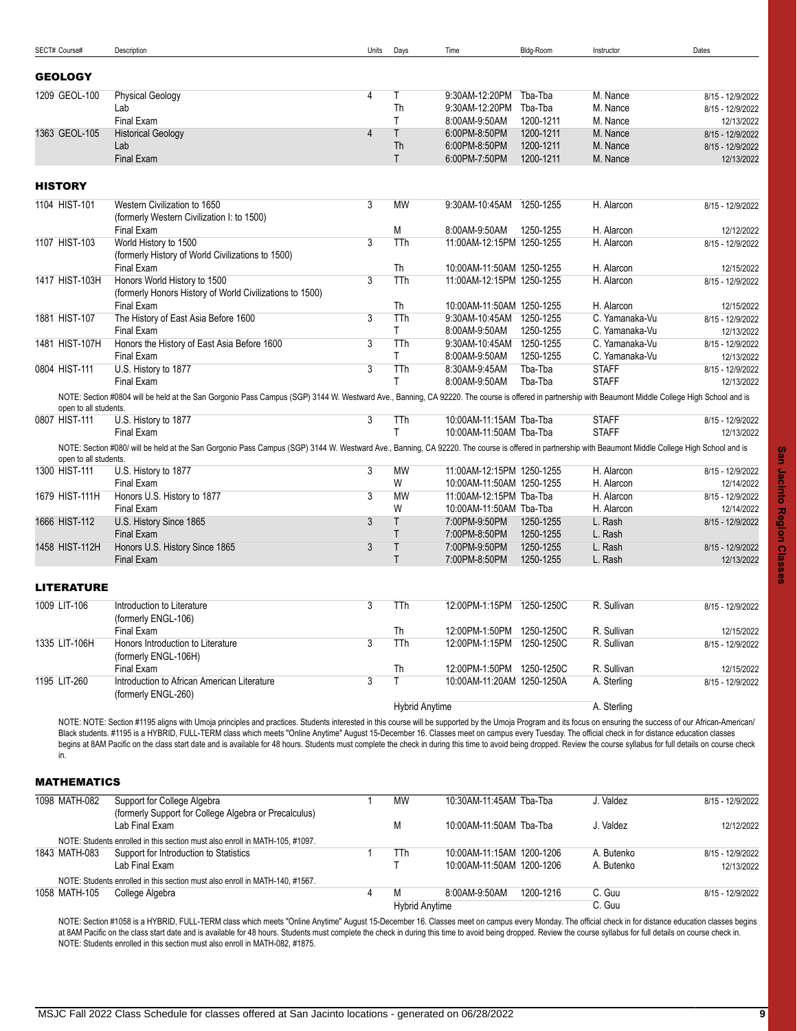## GEOLOGY

| SECT# Course# | Description | Units | Days | Time | Bldg-Room | Instructor | Dates |
|---|---|---|---|---|---|---|---|
| 1209 GEOL-100 | Physical Geology | 4 | T | 9:30AM-12:20PM | Tba-Tba | M. Nance | 8/15 - 12/9/2022 |
| | Lab | | Th | 9:30AM-12:20PM | Tba-Tba | M. Nance | 8/15 - 12/9/2022 |
| | Final Exam | | T | 8:00AM-9:50AM | 1200-1211 | M. Nance | 12/13/2022 |
| 1363 GEOL-105 | Historical Geology | 4 | T | 6:00PM-8:50PM | 1200-1211 | M. Nance | 8/15 - 12/9/2022 |
| | Lab | | Th | 6:00PM-8:50PM | 1200-1211 | M. Nance | 8/15 - 12/9/2022 |
| | Final Exam | | T | 6:00PM-7:50PM | 1200-1211 | M. Nance | 12/13/2022 |

## HISTORY

| SECT# Course# | Description | Units | Days | Time | Bldg-Room | Instructor | Dates |
|---|---|---|---|---|---|---|---|
| 1104 HIST-101 | Western Civilization to 1650 (formerly Western Civilization I: to 1500) | 3 | MW | 9:30AM-10:45AM | 1250-1255 | H. Alarcon | 8/15 - 12/9/2022 |
| | Final Exam | | M | 8:00AM-9:50AM | 1250-1255 | H. Alarcon | 12/12/2022 |
| 1107 HIST-103 | World History to 1500 (formerly History of World Civilizations to 1500) | 3 | TTh | 11:00AM-12:15PM | 1250-1255 | H. Alarcon | 8/15 - 12/9/2022 |
| | Final Exam | | Th | 10:00AM-11:50AM | 1250-1255 | H. Alarcon | 12/15/2022 |
| 1417 HIST-103H | Honors World History to 1500 (formerly Honors History of World Civilizations to 1500) | 3 | TTh | 11:00AM-12:15PM | 1250-1255 | H. Alarcon | 8/15 - 12/9/2022 |
| | Final Exam | | Th | 10:00AM-11:50AM | 1250-1255 | H. Alarcon | 12/15/2022 |
| 1881 HIST-107 | The History of East Asia Before 1600 | 3 | TTh | 9:30AM-10:45AM | 1250-1255 | C. Yamanaka-Vu | 8/15 - 12/9/2022 |
| | Final Exam | | T | 8:00AM-9:50AM | 1250-1255 | C. Yamanaka-Vu | 12/13/2022 |
| 1481 HIST-107H | Honors the History of East Asia Before 1600 | 3 | TTh | 9:30AM-10:45AM | 1250-1255 | C. Yamanaka-Vu | 8/15 - 12/9/2022 |
| | Final Exam | | T | 8:00AM-9:50AM | 1250-1255 | C. Yamanaka-Vu | 12/13/2022 |
| 0804 HIST-111 | U.S. History to 1877 | 3 | TTh | 8:30AM-9:45AM | Tba-Tba | STAFF | 8/15 - 12/9/2022 |
| | Final Exam | | T | 8:00AM-9:50AM | Tba-Tba | STAFF | 12/13/2022 |

NOTE: Section #0804 will be held at the San Gorgonio Pass Campus (SGP) 3144 W. Westward Ave., Banning, CA 92220. The course is offered in partnership with Beaumont Middle College High School and is open to all students.

| SECT# Course# | Description | Units | Days | Time | Bldg-Room | Instructor | Dates |
|---|---|---|---|---|---|---|---|
| 0807 HIST-111 | U.S. History to 1877 | 3 | TTh | 10:00AM-11:15AM | Tba-Tba | STAFF | 8/15 - 12/9/2022 |
| | Final Exam | | T | 10:00AM-11:50AM | Tba-Tba | STAFF | 12/13/2022 |

NOTE: Section #080/ will be held at the San Gorgonio Pass Campus (SGP) 3144 W. Westward Ave., Banning, CA 92220. The course is offered in partnership with Beaumont Middle College High School and is open to all students.

| SECT# Course# | Description | Units | Days | Time | Bldg-Room | Instructor | Dates |
|---|---|---|---|---|---|---|---|
| 1300 HIST-111 | U.S. History to 1877 | 3 | MW | 11:00AM-12:15PM | 1250-1255 | H. Alarcon | 8/15 - 12/9/2022 |
| | Final Exam | | W | 10:00AM-11:50AM | 1250-1255 | H. Alarcon | 12/14/2022 |
| 1679 HIST-111H | Honors U.S. History to 1877 | 3 | MW | 11:00AM-12:15PM | Tba-Tba | H. Alarcon | 8/15 - 12/9/2022 |
| | Final Exam | | W | 10:00AM-11:50AM | Tba-Tba | H. Alarcon | 12/14/2022 |
| 1666 HIST-112 | U.S. History Since 1865 | 3 | T | 7:00PM-9:50PM | 1250-1255 | L. Rash | 8/15 - 12/9/2022 |
| | Final Exam | | T | 7:00PM-8:50PM | 1250-1255 | L. Rash | |
| 1458 HIST-112H | Honors U.S. History Since 1865 | 3 | T | 7:00PM-9:50PM | 1250-1255 | L. Rash | 8/15 - 12/9/2022 |
| | Final Exam | | T | 7:00PM-8:50PM | 1250-1255 | L. Rash | 12/13/2022 |

## LITERATURE

| SECT# Course# | Description | Units | Days | Time | Bldg-Room | Instructor | Dates |
|---|---|---|---|---|---|---|---|
| 1009 LIT-106 | Introduction to Literature (formerly ENGL-106) | 3 | TTh | 12:00PM-1:15PM | 1250-1250C | R. Sullivan | 8/15 - 12/9/2022 |
| | Final Exam | | Th | 12:00PM-1:50PM | 1250-1250C | R. Sullivan | 12/15/2022 |
| 1335 LIT-106H | Honors Introduction to Literature (formerly ENGL-106H) | 3 | TTh | 12:00PM-1:15PM | 1250-1250C | R. Sullivan | 8/15 - 12/9/2022 |
| | Final Exam | | Th | 12:00PM-1:50PM | 1250-1250C | R. Sullivan | 12/15/2022 |
| 1195 LIT-260 | Introduction to African American Literature (formerly ENGL-260) | 3 | T | 10:00AM-11:20AM | 1250-1250A | A. Sterling | 8/15 - 12/9/2022 |
| | | | Hybrid Anytime | | | A. Sterling | |

NOTE: NOTE: Section #1195 aligns with Umoja principles and practices. Students interested in this course will be supported by the Umoja Program and its focus on ensuring the success of our African-American/ Black students. #1195 is a HYBRID, FULL-TERM class which meets "Online Anytime" August 15-December 16. Classes meet on campus every Tuesday. The official check in for distance education classes begins at 8AM Pacific on the class start date and is available for 48 hours. Students must complete the check in during this time to avoid being dropped. Review the course syllabus for full details on course check in.

## MATHEMATICS

| SECT# Course# | Description | Units | Days | Time | Bldg-Room | Instructor | Dates |
|---|---|---|---|---|---|---|---|
| 1098 MATH-082 | Support for College Algebra (formerly Support for College Algebra or Precalculus) | 1 | MW | 10:30AM-11:45AM | Tba-Tba | J. Valdez | 8/15 - 12/9/2022 |
| | Lab Final Exam | | M | 10:00AM-11:50AM | Tba-Tba | J. Valdez | 12/12/2022 |

NOTE: Students enrolled in this section must also enroll in MATH-105, #1097.

| SECT# Course# | Description | Units | Days | Time | Bldg-Room | Instructor | Dates |
|---|---|---|---|---|---|---|---|
| 1843 MATH-083 | Support for Introduction to Statistics | 1 | TTh | 10:00AM-11:15AM | 1200-1206 | A. Butenko | 8/15 - 12/9/2022 |
| | Lab Final Exam | | T | 10:00AM-11:50AM | 1200-1206 | A. Butenko | 12/13/2022 |

NOTE: Students enrolled in this section must also enroll in MATH-140, #1567.

| SECT# Course# | Description | Units | Days | Time | Bldg-Room | Instructor | Dates |
|---|---|---|---|---|---|---|---|
| 1058 MATH-105 | College Algebra | 4 | M | 8:00AM-9:50AM | 1200-1216 | C. Guu | 8/15 - 12/9/2022 |
| | | | Hybrid Anytime | | | C. Guu | |

NOTE: Section #1058 is a HYBRID, FULL-TERM class which meets "Online Anytime" August 15-December 16. Classes meet on campus every Monday. The official check in for distance education classes begins at 8AM Pacific on the class start date and is available for 48 hours. Students must complete the check in during this time to avoid being dropped. Review the course syllabus for full details on course check in.
NOTE: Students enrolled in this section must also enroll in MATH-082, #1875.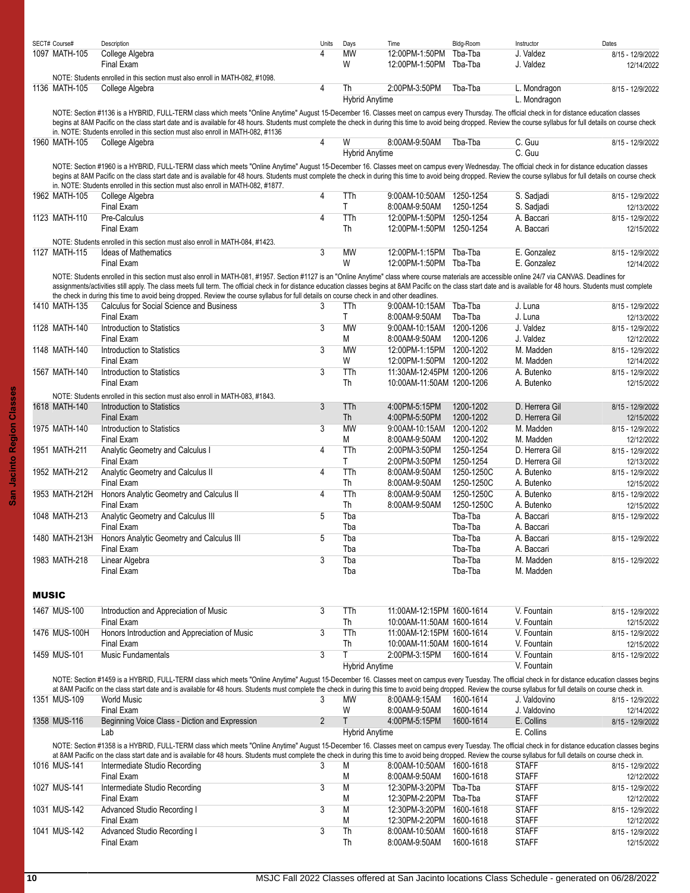| SECT# | Course# | Description | Units | Days | Time | Bldg-Room | Instructor | Dates |
|---|---|---|---|---|---|---|---|---|
| 1097 | MATH-105 | College Algebra | 4 | MW | 12:00PM-1:50PM | Tba-Tba | J. Valdez | 8/15 - 12/9/2022 |
| | | Final Exam | | W | 12:00PM-1:50PM | Tba-Tba | J. Valdez | 12/14/2022 |
| | | NOTE: Students enrolled in this section must also enroll in MATH-082, #1098. | | | | | | |
| 1136 | MATH-105 | College Algebra | 4 | Th | 2:00PM-3:50PM | Tba-Tba | L. Mondragon | 8/15 - 12/9/2022 |
| | | | | Hybrid Anytime | | | L. Mondragon | |
| | | NOTE: Section #1136 is a HYBRID, FULL-TERM class which meets "Online Anytime" August 15-December 16. Classes meet on campus every Thursday. The official check in for distance education classes begins at 8AM Pacific on the class start date and is available for 48 hours. Students must complete the check in during this time to avoid being dropped. Review the course syllabus for full details on course check in. NOTE: Students enrolled in this section must also enroll in MATH-082, #1136 | | | | | | |
| 1960 | MATH-105 | College Algebra | 4 | W | 8:00AM-9:50AM | Tba-Tba | C. Guu | 8/15 - 12/9/2022 |
| | | | | Hybrid Anytime | | | C. Guu | |
| | | NOTE: Section #1960 is a HYBRID, FULL-TERM class which meets "Online Anytime" August 15-December 16. Classes meet on campus every Wednesday. The official check in for distance education classes begins at 8AM Pacific on the class start date and is available for 48 hours. Students must complete the check in during this time to avoid being dropped. Review the course syllabus for full details on course check in. NOTE: Students enrolled in this section must also enroll in MATH-082, #1877. | | | | | | |
| 1962 | MATH-105 | College Algebra | 4 | TTh | 9:00AM-10:50AM | 1250-1254 | S. Sadjadi | 8/15 - 12/9/2022 |
| | | Final Exam | | T | 8:00AM-9:50AM | 1250-1254 | S. Sadjadi | 12/13/2022 |
| 1123 | MATH-110 | Pre-Calculus | 4 | TTh | 12:00PM-1:50PM | 1250-1254 | A. Baccari | 8/15 - 12/9/2022 |
| | | Final Exam | | Th | 12:00PM-1:50PM | 1250-1254 | A. Baccari | 12/15/2022 |
| | | NOTE: Students enrolled in this section must also enroll in MATH-084, #1423. | | | | | | |
| 1127 | MATH-115 | Ideas of Mathematics | 3 | MW | 12:00PM-1:15PM | Tba-Tba | E. Gonzalez | 8/15 - 12/9/2022 |
| | | Final Exam | | W | 12:00PM-1:50PM | Tba-Tba | E. Gonzalez | 12/14/2022 |
| | | NOTE: Students enrolled in this section must also enroll in MATH-081, #1957. Section #1127 is an "Online Anytime" class where course materials are accessible online 24/7 via CANVAS. Deadlines for assignments/activities still apply. The class meets full term. The official check in for distance education classes begins at 8AM Pacific on the class start date and is available for 48 hours. Students must complete the check in during this time to avoid being dropped. Review the course syllabus for full details on course check in and other deadlines. | | | | | | |
| 1410 | MATH-135 | Calculus for Social Science and Business | 3 | TTh | 9:00AM-10:15AM | Tba-Tba | J. Luna | 8/15 - 12/9/2022 |
| | | Final Exam | | T | 8:00AM-9:50AM | Tba-Tba | J. Luna | 12/13/2022 |
| 1128 | MATH-140 | Introduction to Statistics | 3 | MW | 9:00AM-10:15AM | 1200-1206 | J. Valdez | 8/15 - 12/9/2022 |
| | | Final Exam | | M | 8:00AM-9:50AM | 1200-1206 | J. Valdez | 12/12/2022 |
| 1148 | MATH-140 | Introduction to Statistics | 3 | MW | 12:00PM-1:15PM | 1200-1202 | M. Madden | 8/15 - 12/9/2022 |
| | | Final Exam | | W | 12:00PM-1:50PM | 1200-1202 | M. Madden | 12/14/2022 |
| 1567 | MATH-140 | Introduction to Statistics | 3 | TTh | 11:30AM-12:45PM | 1200-1206 | A. Butenko | 8/15 - 12/9/2022 |
| | | Final Exam | | Th | 10:00AM-11:50AM | 1200-1206 | A. Butenko | 12/15/2022 |
| | | NOTE: Students enrolled in this section must also enroll in MATH-083, #1843. | | | | | | |
| 1618 | MATH-140 | Introduction to Statistics | 3 | TTh | 4:00PM-5:15PM | 1200-1202 | D. Herrera Gil | 8/15 - 12/9/2022 |
| | | Final Exam | | Th | 4:00PM-5:50PM | 1200-1202 | D. Herrera Gil | 12/15/2022 |
| 1975 | MATH-140 | Introduction to Statistics | 3 | MW | 9:00AM-10:15AM | 1200-1202 | M. Madden | 8/15 - 12/9/2022 |
| | | Final Exam | | M | 8:00AM-9:50AM | 1200-1202 | M. Madden | 12/12/2022 |
| 1951 | MATH-211 | Analytic Geometry and Calculus I | 4 | TTh | 2:00PM-3:50PM | 1250-1254 | D. Herrera Gil | 8/15 - 12/9/2022 |
| | | Final Exam | | T | 2:00PM-3:50PM | 1250-1254 | D. Herrera Gil | 12/13/2022 |
| 1952 | MATH-212 | Analytic Geometry and Calculus II | 4 | TTh | 8:00AM-9:50AM | 1250-1250C | A. Butenko | 8/15 - 12/9/2022 |
| | | Final Exam | | Th | 8:00AM-9:50AM | 1250-1250C | A. Butenko | 12/15/2022 |
| 1953 | MATH-212H | Honors Analytic Geometry and Calculus II | 4 | TTh | 8:00AM-9:50AM | 1250-1250C | A. Butenko | 8/15 - 12/9/2022 |
| | | Final Exam | | Th | 8:00AM-9:50AM | 1250-1250C | A. Butenko | 12/15/2022 |
| 1048 | MATH-213 | Analytic Geometry and Calculus III | 5 | Tba | | Tba-Tba | A. Baccari | 8/15 - 12/9/2022 |
| | | Final Exam | | Tba | | Tba-Tba | A. Baccari | |
| 1480 | MATH-213H | Honors Analytic Geometry and Calculus III | 5 | Tba | | Tba-Tba | A. Baccari | 8/15 - 12/9/2022 |
| | | Final Exam | | Tba | | Tba-Tba | A. Baccari | |
| 1983 | MATH-218 | Linear Algebra | 3 | Tba | | Tba-Tba | M. Madden | 8/15 - 12/9/2022 |
| | | Final Exam | | Tba | | Tba-Tba | M. Madden | |

## MUSIC

| SECT# | Course# | Description | Units | Days | Time | Bldg-Room | Instructor | Dates |
|---|---|---|---|---|---|---|---|---|
| 1467 | MUS-100 | Introduction and Appreciation of Music | 3 | TTh | 11:00AM-12:15PM | 1600-1614 | V. Fountain | 8/15 - 12/9/2022 |
| | | Final Exam | | Th | 10:00AM-11:50AM | 1600-1614 | V. Fountain | 12/15/2022 |
| 1476 | MUS-100H | Honors Introduction and Appreciation of Music | 3 | TTh | 11:00AM-12:15PM | 1600-1614 | V. Fountain | 8/15 - 12/9/2022 |
| | | Final Exam | | Th | 10:00AM-11:50AM | 1600-1614 | V. Fountain | 12/15/2022 |
| 1459 | MUS-101 | Music Fundamentals | 3 | T | 2:00PM-3:15PM | 1600-1614 | V. Fountain | 8/15 - 12/9/2022 |
| | | | | Hybrid Anytime | | | V. Fountain | |
| | | NOTE: Section #1459 is a HYBRID, FULL-TERM class which meets "Online Anytime" August 15-December 16. Classes meet on campus every Tuesday. The official check in for distance education classes begins at 8AM Pacific on the class start date and is available for 48 hours. Students must complete the check in during this time to avoid being dropped. Review the course syllabus for full details on course check in. | | | | | | |
| 1351 | MUS-109 | World Music | 3 | MW | 8:00AM-9:15AM | 1600-1614 | J. Valdovino | 8/15 - 12/9/2022 |
| | | Final Exam | | W | 8:00AM-9:50AM | 1600-1614 | J. Valdovino | 12/14/2022 |
| 1358 | MUS-116 | Beginning Voice Class - Diction and Expression | 2 | T | 4:00PM-5:15PM | 1600-1614 | E. Collins | 8/15 - 12/9/2022 |
| | | Lab | | Hybrid Anytime | | | E. Collins | |
| | | NOTE: Section #1358 is a HYBRID, FULL-TERM class which meets "Online Anytime" August 15-December 16. Classes meet on campus every Tuesday. The official check in for distance education classes begins at 8AM Pacific on the class start date and is available for 48 hours. Students must complete the check in during this time to avoid being dropped. Review the course syllabus for full details on course check in. | | | | | | |
| 1016 | MUS-141 | Intermediate Studio Recording | 3 | M | 8:00AM-10:50AM | 1600-1618 | STAFF | 8/15 - 12/9/2022 |
| | | Final Exam | | M | 8:00AM-9:50AM | 1600-1618 | STAFF | 12/12/2022 |
| 1027 | MUS-141 | Intermediate Studio Recording | 3 | M | 12:30PM-3:20PM | Tba-Tba | STAFF | 8/15 - 12/9/2022 |
| | | Final Exam | | M | 12:30PM-2:20PM | Tba-Tba | STAFF | 12/12/2022 |
| 1031 | MUS-142 | Advanced Studio Recording I | 3 | M | 12:30PM-3:20PM | 1600-1618 | STAFF | 8/15 - 12/9/2022 |
| | | Final Exam | | M | 12:30PM-2:20PM | 1600-1618 | STAFF | 12/12/2022 |
| 1041 | MUS-142 | Advanced Studio Recording I | 3 | Th | 8:00AM-10:50AM | 1600-1618 | STAFF | 8/15 - 12/9/2022 |
| | | Final Exam | | Th | 8:00AM-9:50AM | 1600-1618 | STAFF | 12/15/2022 |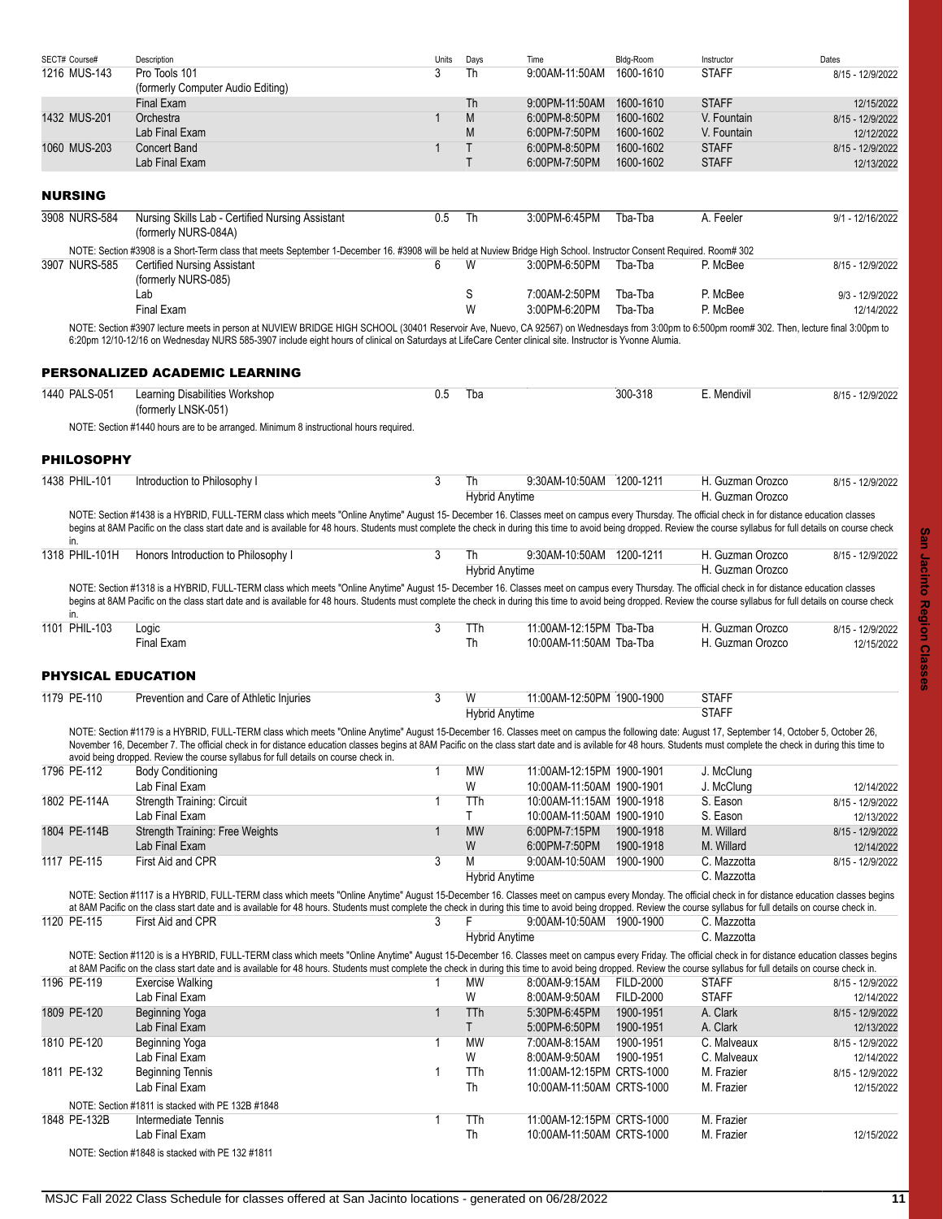| SECT# Course# | Description | Units | Days | Time | Bldg-Room | Instructor | Dates |
|---|---|---|---|---|---|---|---|
| 1216 MUS-143 | Pro Tools 101 (formerly Computer Audio Editing) | 3 | Th | 9:00AM-11:50AM | 1600-1610 | STAFF | 8/15 - 12/9/2022 |
| | Final Exam | | Th | 9:00PM-11:50AM | 1600-1610 | STAFF | 12/15/2022 |
| 1432 MUS-201 | Orchestra | 1 | M | 6:00PM-8:50PM | 1600-1602 | V. Fountain | 8/15 - 12/9/2022 |
| | Lab Final Exam | | M | 6:00PM-7:50PM | 1600-1602 | V. Fountain | 12/12/2022 |
| 1060 MUS-203 | Concert Band | 1 | T | 6:00PM-8:50PM | 1600-1602 | STAFF | 8/15 - 12/9/2022 |
| | Lab Final Exam | | T | 6:00PM-7:50PM | 1600-1602 | STAFF | 12/13/2022 |

## NURSING

| SECT# Course# | Description | Units | Days | Time | Bldg-Room | Instructor | Dates |
|---|---|---|---|---|---|---|---|
| 3908 NURS-584 | Nursing Skills Lab - Certified Nursing Assistant (formerly NURS-084A) | 0.5 | Th | 3:00PM-6:45PM | Tba-Tba | A. Feeler | 9/1 - 12/16/2022 |

NOTE: Section #3908 is a Short-Term class that meets September 1-December 16. #3908 will be held at Nuview Bridge High School. Instructor Consent Required. Room# 302

| SECT# Course# | Description | Units | Days | Time | Bldg-Room | Instructor | Dates |
|---|---|---|---|---|---|---|---|
| 3907 NURS-585 | Certified Nursing Assistant (formerly NURS-085) | 6 | W | 3:00PM-6:50PM | Tba-Tba | P. McBee | 8/15 - 12/9/2022 |
| | Lab | | S | 7:00AM-2:50PM | Tba-Tba | P. McBee | 9/3 - 12/9/2022 |
| | Final Exam | | W | 3:00PM-6:20PM | Tba-Tba | P. McBee | 12/14/2022 |

NOTE: Section #3907 lecture meets in person at NUVIEW BRIDGE HIGH SCHOOL (30401 Reservoir Ave, Nuevo, CA 92567) on Wednesdays from 3:00pm to 6:50pm room# 302. Then, lecture final 3:00pm to 6:20pm 12/10-12/16 on Wednesday NURS 585-3907 include eight hours of clinical on Saturdays at LifeCare Center clinical site. Instructor is Yvonne Alumia.

## PERSONALIZED ACADEMIC LEARNING

| SECT# Course# | Description | Units | Days | Time | Bldg-Room | Instructor | Dates |
|---|---|---|---|---|---|---|---|
| 1440 PALS-051 | Learning Disabilities Workshop (formerly LNSK-051) | 0.5 | Tba | | 300-318 | E. Mendivil | 8/15 - 12/9/2022 |

NOTE: Section #1440 hours are to be arranged. Minimum 8 instructional hours required.

## PHILOSOPHY

| SECT# Course# | Description | Units | Days | Time | Bldg-Room | Instructor | Dates |
|---|---|---|---|---|---|---|---|
| 1438 PHIL-101 | Introduction to Philosophy I | 3 | Th | 9:30AM-10:50AM | 1200-1211 | H. Guzman Orozco | 8/15 - 12/9/2022 |
| | | | Hybrid Anytime | | | H. Guzman Orozco | |

NOTE: Section #1438 is a HYBRID, FULL-TERM class which meets "Online Anytime" August 15- December 16. Classes meet on campus every Thursday. The official check in for distance education classes begins at 8AM Pacific on the class start date and is available for 48 hours. Students must complete the check in during this time to avoid being dropped. Review the course syllabus for full details on course check in.

| SECT# Course# | Description | Units | Days | Time | Bldg-Room | Instructor | Dates |
|---|---|---|---|---|---|---|---|
| 1318 PHIL-101H | Honors Introduction to Philosophy I | 3 | Th | 9:30AM-10:50AM | 1200-1211 | H. Guzman Orozco | 8/15 - 12/9/2022 |
| | | | Hybrid Anytime | | | H. Guzman Orozco | |

NOTE: Section #1318 is a HYBRID, FULL-TERM class which meets "Online Anytime" August 15- December 16. Classes meet on campus every Thursday. The official check in for distance education classes begins at 8AM Pacific on the class start date and is available for 48 hours. Students must complete the check in during this time to avoid being dropped. Review the course syllabus for full details on course check in.

| SECT# Course# | Description | Units | Days | Time | Bldg-Room | Instructor | Dates |
|---|---|---|---|---|---|---|---|
| 1101 PHIL-103 | Logic | 3 | TTh | 11:00AM-12:15PM | Tba-Tba | H. Guzman Orozco | 8/15 - 12/9/2022 |
| | Final Exam | | Th | 10:00AM-11:50AM | Tba-Tba | H. Guzman Orozco | 12/15/2022 |

## PHYSICAL EDUCATION

| SECT# Course# | Description | Units | Days | Time | Bldg-Room | Instructor | Dates |
|---|---|---|---|---|---|---|---|
| 1179 PE-110 | Prevention and Care of Athletic Injuries | 3 | W | 11:00AM-12:50PM | 1900-1900 | STAFF | |
| | | | Hybrid Anytime | | | STAFF | |

NOTE: Section #1179 is a HYBRID, FULL-TERM class which meets "Online Anytime" August 15-December 16. Classes meet on campus the following date: August 17, September 14, October 5, October 26, November 16, December 7. The official check in for distance education classes begins at 8AM Pacific on the class start date and is avilable for 48 hours. Students must complete the check in during this time to avoid being dropped. Review the course syllabus for full details on course check in.

| SECT# Course# | Description | Units | Days | Time | Bldg-Room | Instructor | Dates |
|---|---|---|---|---|---|---|---|
| 1796 PE-112 | Body Conditioning | 1 | MW | 11:00AM-12:15PM | 1900-1901 | J. McClung | |
| | Lab Final Exam | | W | 10:00AM-11:50AM | 1900-1901 | J. McClung | 12/14/2022 |
| 1802 PE-114A | Strength Training: Circuit | 1 | TTh | 10:00AM-11:15AM | 1900-1918 | S. Eason | 8/15 - 12/9/2022 |
| | Lab Final Exam | | T | 10:00AM-11:50AM | 1900-1910 | S. Eason | 12/13/2022 |
| 1804 PE-114B | Strength Training: Free Weights | 1 | MW | 6:00PM-7:15PM | 1900-1918 | M. Willard | 8/15 - 12/9/2022 |
| | Lab Final Exam | | W | 6:00PM-7:50PM | 1900-1918 | M. Willard | 12/14/2022 |
| 1117 PE-115 | First Aid and CPR | 3 | M | 9:00AM-10:50AM | 1900-1900 | C. Mazzotta | 8/15 - 12/9/2022 |
| | | | Hybrid Anytime | | | C. Mazzotta | |

NOTE: Section #1117 is a HYBRID, FULL-TERM class which meets "Online Anytime" August 15-December 16. Classes meet on campus every Monday. The official check in for distance education classes begins at 8AM Pacific on the class start date and is available for 48 hours. Students must complete the check in during this time to avoid being dropped. Review the course syllabus for full details on course check in.

| SECT# Course# | Description | Units | Days | Time | Bldg-Room | Instructor | Dates |
|---|---|---|---|---|---|---|---|
| 1120 PE-115 | First Aid and CPR | 3 | F | 9:00AM-10:50AM | 1900-1900 | C. Mazzotta | |
| | | | Hybrid Anytime | | | C. Mazzotta | |

NOTE: Section #1120 is is a HYBRID, FULL-TERM class which meets "Online Anytime" August 15-December 16. Classes meet on campus every Friday. The official check in for distance education classes begins at 8AM Pacific on the class start date and is available for 48 hours. Students must complete the check in during this time to avoid being dropped. Review the course syllabus for full details on course check in.

| SECT# Course# | Description | Units | Days | Time | Bldg-Room | Instructor | Dates |
|---|---|---|---|---|---|---|---|
| 1196 PE-119 | Exercise Walking | 1 | MW | 8:00AM-9:15AM | FILD-2000 | STAFF | 8/15 - 12/9/2022 |
| | Lab Final Exam | | W | 8:00AM-9:50AM | FILD-2000 | STAFF | 12/14/2022 |
| 1809 PE-120 | Beginning Yoga | 1 | TTh | 5:30PM-6:45PM | 1900-1951 | A. Clark | 8/15 - 12/9/2022 |
| | Lab Final Exam | | T | 5:00PM-6:50PM | 1900-1951 | A. Clark | 12/13/2022 |
| 1810 PE-120 | Beginning Yoga | 1 | MW | 7:00AM-8:15AM | 1900-1951 | C. Malveaux | 8/15 - 12/9/2022 |
| | Lab Final Exam | | W | 8:00AM-9:50AM | 1900-1951 | C. Malveaux | 12/14/2022 |
| 1811 PE-132 | Beginning Tennis | 1 | TTh | 11:00AM-12:15PM | CRTS-1000 | M. Frazier | 8/15 - 12/9/2022 |
| | Lab Final Exam | | Th | 10:00AM-11:50AM | CRTS-1000 | M. Frazier | 12/15/2022 |

NOTE: Section #1811 is stacked with PE 132B #1848

| SECT# Course# | Description | Units | Days | Time | Bldg-Room | Instructor | Dates |
|---|---|---|---|---|---|---|---|
| 1848 PE-132B | Intermediate Tennis | 1 | TTh | 11:00AM-12:15PM | CRTS-1000 | M. Frazier | |
| | Lab Final Exam | | Th | 10:00AM-11:50AM | CRTS-1000 | M. Frazier | 12/15/2022 |

NOTE: Section #1848 is stacked with PE 132 #1811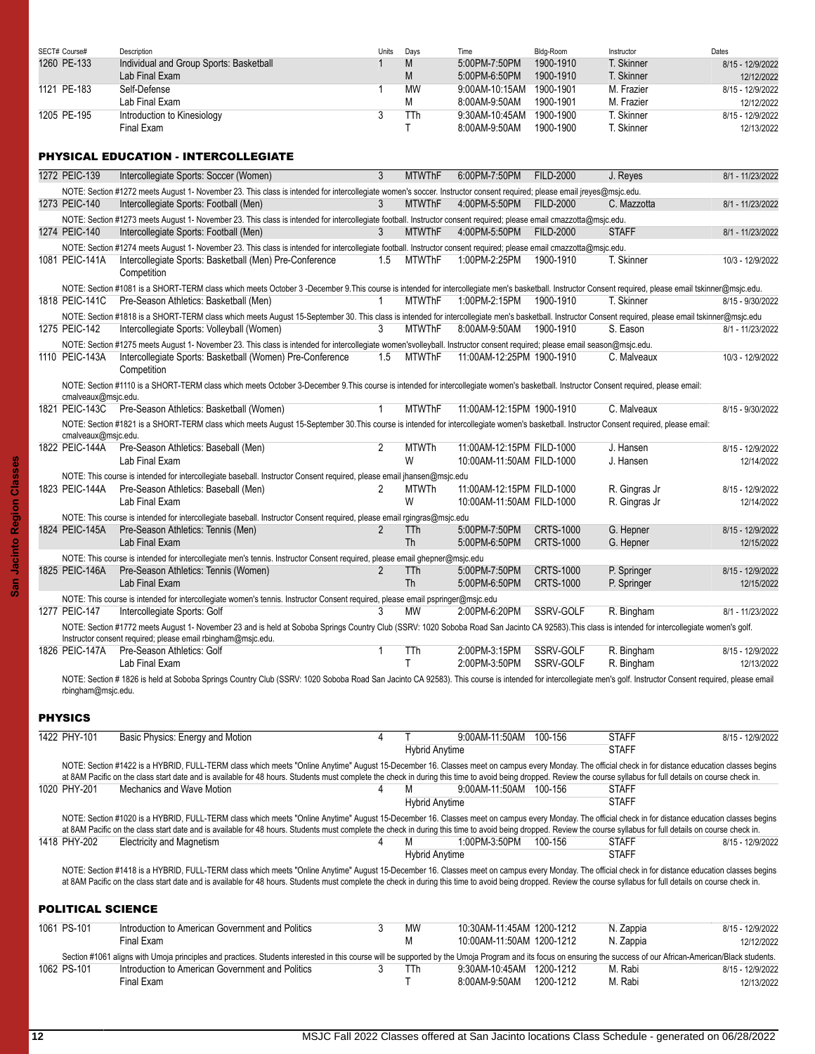| SECT# | Course# | Description | Units | Days | Time | Bldg-Room | Instructor | Dates |
|---|---|---|---|---|---|---|---|---|
| 1260 | PE-133 | Individual and Group Sports: Basketball | 1 | M | 5:00PM-7:50PM | 1900-1910 | T. Skinner | 8/15 - 12/9/2022 |
| | | Lab Final Exam | | M | 5:00PM-6:50PM | 1900-1910 | T. Skinner | 12/12/2022 |
| 1121 | PE-183 | Self-Defense | 1 | MW | 9:00AM-10:15AM | 1900-1901 | M. Frazier | 8/15 - 12/9/2022 |
| | | Lab Final Exam | | M | 8:00AM-9:50AM | 1900-1901 | M. Frazier | 12/12/2022 |
| 1205 | PE-195 | Introduction to Kinesiology | 3 | TTh | 9:30AM-10:45AM | 1900-1900 | T. Skinner | 8/15 - 12/9/2022 |
| | | Final Exam | | T | 8:00AM-9:50AM | 1900-1900 | T. Skinner | 12/13/2022 |

## PHYSICAL EDUCATION - INTERCOLLEGIATE

| SECT# | Course# | Description | Units | Days | Time | Bldg-Room | Instructor | Dates |
|---|---|---|---|---|---|---|---|---|
| 1272 | PEIC-139 | Intercollegiate Sports: Soccer (Women) | 3 | MTWThF | 6:00PM-7:50PM | FILD-2000 | J. Reyes | 8/1 - 11/23/2022 |

NOTE: Section #1272 meets August 1- November 23. This class is intended for intercollegiate women's soccer. Instructor consent required; please email jreyes@msjc.edu.

| SECT# | Course# | Description | Units | Days | Time | Bldg-Room | Instructor | Dates |
|---|---|---|---|---|---|---|---|---|
| 1273 | PEIC-140 | Intercollegiate Sports: Football (Men) | 3 | MTWThF | 4:00PM-5:50PM | FILD-2000 | C. Mazzotta | 8/1 - 11/23/2022 |

NOTE: Section #1273 meets August 1- November 23. This class is intended for intercollegiate football. Instructor consent required; please email cmazzotta@msjc.edu.

| SECT# | Course# | Description | Units | Days | Time | Bldg-Room | Instructor | Dates |
|---|---|---|---|---|---|---|---|---|
| 1274 | PEIC-140 | Intercollegiate Sports: Football (Men) | 3 | MTWThF | 4:00PM-5:50PM | FILD-2000 | STAFF | 8/1 - 11/23/2022 |

NOTE: Section #1274 meets August 1- November 23. This class is intended for intercollegiate football. Instructor consent required; please email cmazzotta@msjc.edu.

| SECT# | Course# | Description | Units | Days | Time | Bldg-Room | Instructor | Dates |
|---|---|---|---|---|---|---|---|---|
| 1081 | PEIC-141A | Intercollegiate Sports: Basketball (Men) Pre-Conference Competition | 1.5 | MTWThF | 1:00PM-2:25PM | 1900-1910 | T. Skinner | 10/3 - 12/9/2022 |

NOTE: Section #1081 is a SHORT-TERM class which meets October 3 -December 9.This course is intended for intercollegiate men's basketball. Instructor Consent required, please email tskinner@msjc.edu.

| SECT# | Course# | Description | Units | Days | Time | Bldg-Room | Instructor | Dates |
|---|---|---|---|---|---|---|---|---|
| 1818 | PEIC-141C | Pre-Season Athletics: Basketball (Men) | 1 | MTWThF | 1:00PM-2:15PM | 1900-1910 | T. Skinner | 8/15 - 9/30/2022 |

NOTE: Section #1818 is a SHORT-TERM class which meets August 15-September 30. This class is intended for intercollegiate men's basketball. Instructor Consent required, please email tskinner@msjc.edu

| SECT# | Course# | Description | Units | Days | Time | Bldg-Room | Instructor | Dates |
|---|---|---|---|---|---|---|---|---|
| 1275 | PEIC-142 | Intercollegiate Sports: Volleyball (Women) | 3 | MTWThF | 8:00AM-9:50AM | 1900-1910 | S. Eason | 8/1 - 11/23/2022 |

NOTE: Section #1275 meets August 1- November 23. This class is intended for intercollegiate women'svolleyball. Instructor consent required; please email season@msjc.edu.

| SECT# | Course# | Description | Units | Days | Time | Bldg-Room | Instructor | Dates |
|---|---|---|---|---|---|---|---|---|
| 1110 | PEIC-143A | Intercollegiate Sports: Basketball (Women) Pre-Conference Competition | 1.5 | MTWThF | 11:00AM-12:25PM | 1900-1910 | C. Malveaux | 10/3 - 12/9/2022 |

NOTE: Section #1110 is a SHORT-TERM class which meets October 3-December 9.This course is intended for intercollegiate women's basketball. Instructor Consent required, please email: cmalveaux@msjc.edu.

| SECT# | Course# | Description | Units | Days | Time | Bldg-Room | Instructor | Dates |
|---|---|---|---|---|---|---|---|---|
| 1821 | PEIC-143C | Pre-Season Athletics: Basketball (Women) | 1 | MTWThF | 11:00AM-12:15PM | 1900-1910 | C. Malveaux | 8/15 - 9/30/2022 |

NOTE: Section #1821 is a SHORT-TERM class which meets August 15-September 30.This course is intended for intercollegiate women's basketball. Instructor Consent required, please email: cmalveaux@msjc.edu.

| SECT# | Course# | Description | Units | Days | Time | Bldg-Room | Instructor | Dates |
|---|---|---|---|---|---|---|---|---|
| 1822 | PEIC-144A | Pre-Season Athletics: Baseball (Men) | 2 | MTWTh | 11:00AM-12:15PM | FILD-1000 | J. Hansen | 8/15 - 12/9/2022 |
| | | Lab Final Exam | | W | 10:00AM-11:50AM | FILD-1000 | J. Hansen | 12/14/2022 |

NOTE: This course is intended for intercollegiate baseball. Instructor Consent required, please email jhansen@msjc.edu

| SECT# | Course# | Description | Units | Days | Time | Bldg-Room | Instructor | Dates |
|---|---|---|---|---|---|---|---|---|
| 1823 | PEIC-144A | Pre-Season Athletics: Baseball (Men) | 2 | MTWTh | 11:00AM-12:15PM | FILD-1000 | R. Gingras Jr | 8/15 - 12/9/2022 |
| | | Lab Final Exam | | W | 10:00AM-11:50AM | FILD-1000 | R. Gingras Jr | 12/14/2022 |

NOTE: This course is intended for intercollegiate baseball. Instructor Consent required, please email rgingras@msjc.edu

| SECT# | Course# | Description | Units | Days | Time | Bldg-Room | Instructor | Dates |
|---|---|---|---|---|---|---|---|---|
| 1824 | PEIC-145A | Pre-Season Athletics: Tennis (Men) | 2 | TTh | 5:00PM-7:50PM | CRTS-1000 | G. Hepner | 8/15 - 12/9/2022 |
| | | Lab Final Exam | | Th | 5:00PM-6:50PM | CRTS-1000 | G. Hepner | 12/15/2022 |

NOTE: This course is intended for intercollegiate men's tennis. Instructor Consent required, please email ghepner@msjc.edu

| SECT# | Course# | Description | Units | Days | Time | Bldg-Room | Instructor | Dates |
|---|---|---|---|---|---|---|---|---|
| 1825 | PEIC-146A | Pre-Season Athletics: Tennis (Women) | 2 | TTh | 5:00PM-7:50PM | CRTS-1000 | P. Springer | 8/15 - 12/9/2022 |
| | | Lab Final Exam | | Th | 5:00PM-6:50PM | CRTS-1000 | P. Springer | 12/15/2022 |

NOTE: This course is intended for intercollegiate women's tennis. Instructor Consent required, please email pspringer@msjc.edu

| SECT# | Course# | Description | Units | Days | Time | Bldg-Room | Instructor | Dates |
|---|---|---|---|---|---|---|---|---|
| 1277 | PEIC-147 | Intercollegiate Sports: Golf | 3 | MW | 2:00PM-6:20PM | SSRV-GOLF | R. Bingham | 8/1 - 11/23/2022 |

NOTE: Section #1772 meets August 1- November 23 and is held at Soboba Springs Country Club (SSRV: 1020 Soboba Road San Jacinto CA 92583).This class is intended for intercollegiate women's golf. Instructor consent required; please email rbingham@msjc.edu.

| SECT# | Course# | Description | Units | Days | Time | Bldg-Room | Instructor | Dates |
|---|---|---|---|---|---|---|---|---|
| 1826 | PEIC-147A | Pre-Season Athletics: Golf | 1 | TTh | 2:00PM-3:15PM | SSRV-GOLF | R. Bingham | 8/15 - 12/9/2022 |
| | | Lab Final Exam | | T | 2:00PM-3:50PM | SSRV-GOLF | R. Bingham | 12/13/2022 |

NOTE: Section # 1826 is held at Soboba Springs Country Club (SSRV: 1020 Soboba Road San Jacinto CA 92583). This course is intended for intercollegiate men's golf. Instructor Consent required, please email rbingham@msjc.edu.

## PHYSICS

| SECT# | Course# | Description | Units | Days | Time | Bldg-Room | Instructor | Dates |
|---|---|---|---|---|---|---|---|---|
| 1422 | PHY-101 | Basic Physics: Energy and Motion | 4 | T | 9:00AM-11:50AM | 100-156 | STAFF | 8/15 - 12/9/2022 |
| | | | | Hybrid Anytime | | | STAFF | |

NOTE: Section #1422 is a HYBRID, FULL-TERM class which meets "Online Anytime" August 15-December 16. Classes meet on campus every Monday. The official check in for distance education classes begins at 8AM Pacific on the class start date and is available for 48 hours. Students must complete the check in during this time to avoid being dropped. Review the course syllabus for full details on course check in.

| SECT# | Course# | Description | Units | Days | Time | Bldg-Room | Instructor | Dates |
|---|---|---|---|---|---|---|---|---|
| 1020 | PHY-201 | Mechanics and Wave Motion | 4 | M | 9:00AM-11:50AM | 100-156 | STAFF | |
| | | | | Hybrid Anytime | | | STAFF | |

NOTE: Section #1020 is a HYBRID, FULL-TERM class which meets "Online Anytime" August 15-December 16. Classes meet on campus every Monday. The official check in for distance education classes begins at 8AM Pacific on the class start date and is available for 48 hours. Students must complete the check in during this time to avoid being dropped. Review the course syllabus for full details on course check in.

| SECT# | Course# | Description | Units | Days | Time | Bldg-Room | Instructor | Dates |
|---|---|---|---|---|---|---|---|---|
| 1418 | PHY-202 | Electricity and Magnetism | 4 | M | 1:00PM-3:50PM | 100-156 | STAFF | 8/15 - 12/9/2022 |
| | | | | Hybrid Anytime | | | STAFF | |

NOTE: Section #1418 is a HYBRID, FULL-TERM class which meets "Online Anytime" August 15-December 16. Classes meet on campus every Monday. The official check in for distance education classes begins at 8AM Pacific on the class start date and is available for 48 hours. Students must complete the check in during this time to avoid being dropped. Review the course syllabus for full details on course check in.

## POLITICAL SCIENCE

| SECT# | Course# | Description | Units | Days | Time | Bldg-Room | Instructor | Dates |
|---|---|---|---|---|---|---|---|---|
| 1061 | PS-101 | Introduction to American Government and Politics | 3 | MW | 10:30AM-11:45AM | 1200-1212 | N. Zappia | 8/15 - 12/9/2022 |
| | | Final Exam | | M | 10:00AM-11:50AM | 1200-1212 | N. Zappia | 12/12/2022 |

Section #1061 aligns with Umoja principles and practices. Students interested in this course will be supported by the Umoja Program and its focus on ensuring the success of our African-American/Black students.

| SECT# | Course# | Description | Units | Days | Time | Bldg-Room | Instructor | Dates |
|---|---|---|---|---|---|---|---|---|
| 1062 | PS-101 | Introduction to American Government and Politics | 3 | TTh | 9:30AM-10:45AM | 1200-1212 | M. Rabi | 8/15 - 12/9/2022 |
| | | Final Exam | | T | 8:00AM-9:50AM | 1200-1212 | M. Rabi | 12/13/2022 |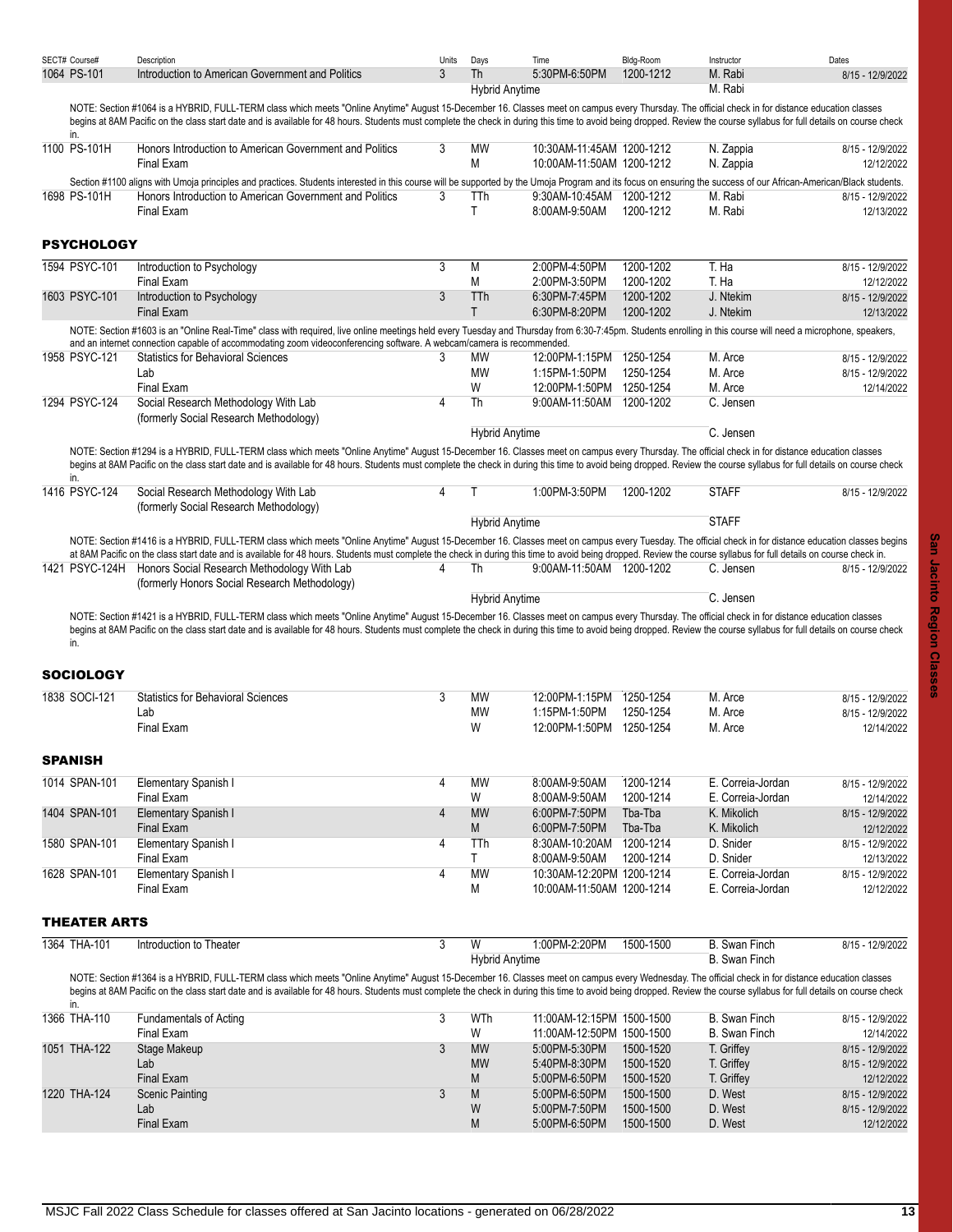| SECT# Course# | Description | Units | Days | Time | Bldg-Room | Instructor | Dates |
|---|---|---|---|---|---|---|---|
| 1064 PS-101 | Introduction to American Government and Politics | 3 | Th | 5:30PM-6:50PM | 1200-1212 | M. Rabi | 8/15 - 12/9/2022 |
| | | | Hybrid Anytime | | | M. Rabi | |

NOTE: Section #1064 is a HYBRID, FULL-TERM class which meets "Online Anytime" August 15-December 16. Classes meet on campus every Thursday. The official check in for distance education classes begins at 8AM Pacific on the class start date and is available for 48 hours. Students must complete the check in during this time to avoid being dropped. Review the course syllabus for full details on course check in.

| SECT# Course# | Description | Units | Days | Time | Bldg-Room | Instructor | Dates |
|---|---|---|---|---|---|---|---|
| 1100 PS-101H | Honors Introduction to American Government and Politics | 3 | MW | 10:30AM-11:45AM | 1200-1212 | N. Zappia | 8/15 - 12/9/2022 |
| | Final Exam | | M | 10:00AM-11:50AM | 1200-1212 | N. Zappia | 12/12/2022 |

Section #1100 aligns with Umoja principles and practices. Students interested in this course will be supported by the Umoja Program and its focus on ensuring the success of our African-American/Black students.

| SECT# Course# | Description | Units | Days | Time | Bldg-Room | Instructor | Dates |
|---|---|---|---|---|---|---|---|
| 1698 PS-101H | Honors Introduction to American Government and Politics | 3 | TTh | 9:30AM-10:45AM | 1200-1212 | M. Rabi | 8/15 - 12/9/2022 |
| | Final Exam | | T | 8:00AM-9:50AM | 1200-1212 | M. Rabi | 12/13/2022 |

## PSYCHOLOGY

| SECT# Course# | Description | Units | Days | Time | Bldg-Room | Instructor | Dates |
|---|---|---|---|---|---|---|---|
| 1594 PSYC-101 | Introduction to Psychology | 3 | M | 2:00PM-4:50PM | 1200-1202 | T. Ha | 8/15 - 12/9/2022 |
| | Final Exam | | M | 2:00PM-3:50PM | 1200-1202 | T. Ha | 12/12/2022 |
| 1603 PSYC-101 | Introduction to Psychology | 3 | TTh | 6:30PM-7:45PM | 1200-1202 | J. Ntekim | 8/15 - 12/9/2022 |
| | Final Exam | | T | 6:30PM-8:20PM | 1200-1202 | J. Ntekim | 12/13/2022 |

NOTE: Section #1603 is an "Online Real-Time" class with required, live online meetings held every Tuesday and Thursday from 6:30-7:45pm. Students enrolling in this course will need a microphone, speakers, and an internet connection capable of accommodating zoom videoconferencing software. A webcam/camera is recommended.

| SECT# Course# | Description | Units | Days | Time | Bldg-Room | Instructor | Dates |
|---|---|---|---|---|---|---|---|
| 1958 PSYC-121 | Statistics for Behavioral Sciences | 3 | MW | 12:00PM-1:15PM | 1250-1254 | M. Arce | 8/15 - 12/9/2022 |
| | Lab | | MW | 1:15PM-1:50PM | 1250-1254 | M. Arce | 8/15 - 12/9/2022 |
| | Final Exam | | W | 12:00PM-1:50PM | 1250-1254 | M. Arce | 12/14/2022 |
| 1294 PSYC-124 | Social Research Methodology With Lab (formerly Social Research Methodology) | 4 | Th | 9:00AM-11:50AM | 1200-1202 | C. Jensen | |
| | | | Hybrid Anytime | | | C. Jensen | |

NOTE: Section #1294 is a HYBRID, FULL-TERM class which meets "Online Anytime" August 15-December 16. Classes meet on campus every Thursday. The official check in for distance education classes begins at 8AM Pacific on the class start date and is available for 48 hours. Students must complete the check in during this time to avoid being dropped. Review the course syllabus for full details on course check in.

| SECT# Course# | Description | Units | Days | Time | Bldg-Room | Instructor | Dates |
|---|---|---|---|---|---|---|---|
| 1416 PSYC-124 | Social Research Methodology With Lab (formerly Social Research Methodology) | 4 | T | 1:00PM-3:50PM | 1200-1202 | STAFF | 8/15 - 12/9/2022 |
| | | | Hybrid Anytime | | | STAFF | |

NOTE: Section #1416 is a HYBRID, FULL-TERM class which meets "Online Anytime" August 15-December 16. Classes meet on campus every Tuesday. The official check in for distance education classes begins at 8AM Pacific on the class start date and is available for 48 hours. Students must complete the check in during this time to avoid being dropped. Review the course syllabus for full details on course check in.

| SECT# Course# | Description | Units | Days | Time | Bldg-Room | Instructor | Dates |
|---|---|---|---|---|---|---|---|
| 1421 PSYC-124H | Honors Social Research Methodology With Lab (formerly Honors Social Research Methodology) | 4 | Th | 9:00AM-11:50AM | 1200-1202 | C. Jensen | 8/15 - 12/9/2022 |
| | | | Hybrid Anytime | | | C. Jensen | |

NOTE: Section #1421 is a HYBRID, FULL-TERM class which meets "Online Anytime" August 15-December 16. Classes meet on campus every Thursday. The official check in for distance education classes begins at 8AM Pacific on the class start date and is available for 48 hours. Students must complete the check in during this time to avoid being dropped. Review the course syllabus for full details on course check in.

## SOCIOLOGY

| SECT# Course# | Description | Units | Days | Time | Bldg-Room | Instructor | Dates |
|---|---|---|---|---|---|---|---|
| 1838 SOCI-121 | Statistics for Behavioral Sciences | 3 | MW | 12:00PM-1:15PM | 1250-1254 | M. Arce | 8/15 - 12/9/2022 |
| | Lab | | MW | 1:15PM-1:50PM | 1250-1254 | M. Arce | 8/15 - 12/9/2022 |
| | Final Exam | | W | 12:00PM-1:50PM | 1250-1254 | M. Arce | 12/14/2022 |

## SPANISH

| SECT# Course# | Description | Units | Days | Time | Bldg-Room | Instructor | Dates |
|---|---|---|---|---|---|---|---|
| 1014 SPAN-101 | Elementary Spanish I | 4 | MW | 8:00AM-9:50AM | 1200-1214 | E. Correia-Jordan | 8/15 - 12/9/2022 |
| | Final Exam | | W | 8:00AM-9:50AM | 1200-1214 | E. Correia-Jordan | 12/14/2022 |
| 1404 SPAN-101 | Elementary Spanish I | 4 | MW | 6:00PM-7:50PM | Tba-Tba | K. Mikolich | 8/15 - 12/9/2022 |
| | Final Exam | | M | 6:00PM-7:50PM | Tba-Tba | K. Mikolich | 12/12/2022 |
| 1580 SPAN-101 | Elementary Spanish I | 4 | TTh | 8:30AM-10:20AM | 1200-1214 | D. Snider | 8/15 - 12/9/2022 |
| | Final Exam | | T | 8:00AM-9:50AM | 1200-1214 | D. Snider | 12/13/2022 |
| 1628 SPAN-101 | Elementary Spanish I | 4 | MW | 10:30AM-12:20PM | 1200-1214 | E. Correia-Jordan | 8/15 - 12/9/2022 |
| | Final Exam | | M | 10:00AM-11:50AM | 1200-1214 | E. Correia-Jordan | 12/12/2022 |

## THEATER ARTS

| SECT# Course# | Description | Units | Days | Time | Bldg-Room | Instructor | Dates |
|---|---|---|---|---|---|---|---|
| 1364 THA-101 | Introduction to Theater | 3 | W | 1:00PM-2:20PM | 1500-1500 | B. Swan Finch | 8/15 - 12/9/2022 |
| | | | Hybrid Anytime | | | B. Swan Finch | |

NOTE: Section #1364 is a HYBRID, FULL-TERM class which meets "Online Anytime" August 15-December 16. Classes meet on campus every Wednesday. The official check in for distance education classes begins at 8AM Pacific on the class start date and is available for 48 hours. Students must complete the check in during this time to avoid being dropped. Review the course syllabus for full details on course check in.

| SECT# Course# | Description | Units | Days | Time | Bldg-Room | Instructor | Dates |
|---|---|---|---|---|---|---|---|
| 1366 THA-110 | Fundamentals of Acting | 3 | WTh | 11:00AM-12:15PM | 1500-1500 | B. Swan Finch | 8/15 - 12/9/2022 |
| | Final Exam | | W | 11:00AM-12:50PM | 1500-1500 | B. Swan Finch | 12/14/2022 |
| 1051 THA-122 | Stage Makeup | 3 | MW | 5:00PM-5:30PM | 1500-1520 | T. Griffey | 8/15 - 12/9/2022 |
| | Lab | | MW | 5:40PM-8:30PM | 1500-1520 | T. Griffey | 8/15 - 12/9/2022 |
| | Final Exam | | M | 5:00PM-6:50PM | 1500-1520 | T. Griffey | 12/12/2022 |
| 1220 THA-124 | Scenic Painting | 3 | M | 5:00PM-6:50PM | 1500-1500 | D. West | 8/15 - 12/9/2022 |
| | Lab | | W | 5:00PM-7:50PM | 1500-1500 | D. West | 8/15 - 12/9/2022 |
| | Final Exam | | M | 5:00PM-6:50PM | 1500-1500 | D. West | 12/12/2022 |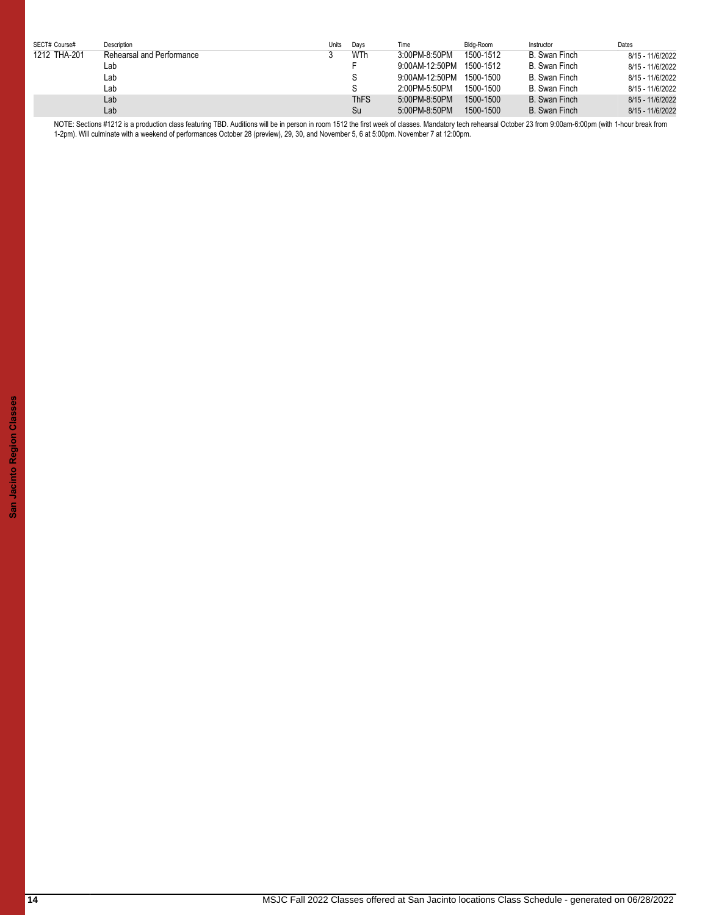| SECT# | Course# | Description | Units | Days | Time | Bldg-Room | Instructor | Dates |
|---|---|---|---|---|---|---|---|---|
| 1212 | THA-201 | Rehearsal and Performance | 3 | WTh | 3:00PM-8:50PM | 1500-1512 | B. Swan Finch | 8/15 - 11/6/2022 |
| | | Lab | | F | 9:00AM-12:50PM | 1500-1512 | B. Swan Finch | 8/15 - 11/6/2022 |
| | | Lab | | S | 9:00AM-12:50PM | 1500-1500 | B. Swan Finch | 8/15 - 11/6/2022 |
| | | Lab | | S | 2:00PM-5:50PM | 1500-1500 | B. Swan Finch | 8/15 - 11/6/2022 |
| | | Lab | | ThFS | 5:00PM-8:50PM | 1500-1500 | B. Swan Finch | 8/15 - 11/6/2022 |
| | | Lab | | Su | 5:00PM-8:50PM | 1500-1500 | B. Swan Finch | 8/15 - 11/6/2022 |

NOTE: Sections #1212 is a production class featuring TBD. Auditions will be in person in room 1512 the first week of classes. Mandatory tech rehearsal October 23 from 9:00am-6:00pm (with 1-hour break from 1-2pm). Will culminate with a weekend of performances October 28 (preview), 29, 30, and November 5, 6 at 5:00pm. November 7 at 12:00pm.